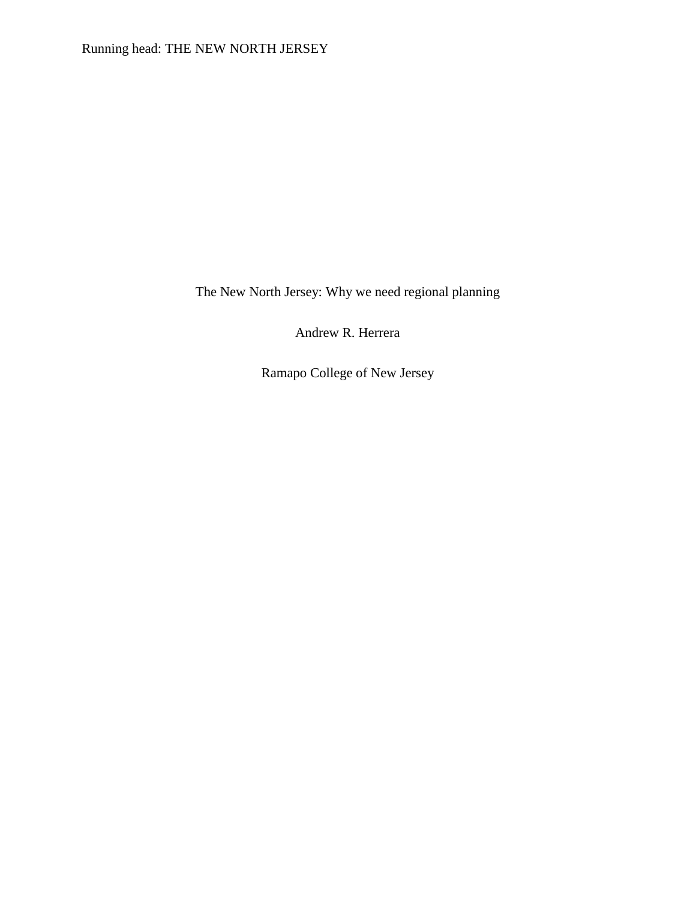# The New North Jersey: Why we need regional planning

Andrew R. Herrera

Ramapo College of New Jersey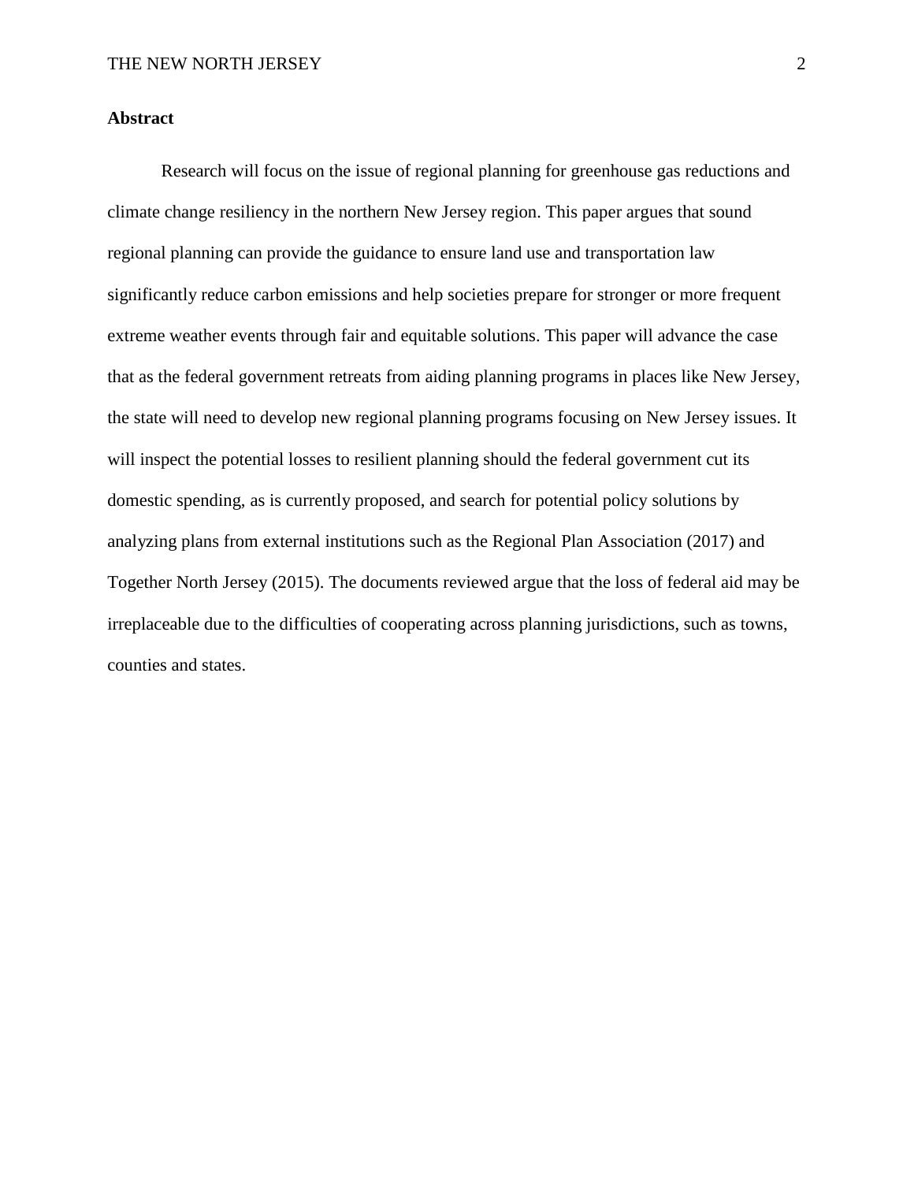## Abstract

Research will focus on the issue of regional planning for greenhouse gas reductions and climate change resiliency in the northern New Jersey region. This paper argues that sound regional planning can provide the guidance to ensure land use and transportation law significantly reduce carbon emissions and help societies prepare for stronger or more frequent extreme weather events through fair and equitable solutions. This paper will advance the case that as the federal government retreats from aiding planning programs in places like New Jersey, the state will need to develop new regional planning programs focusing on New Jersey issues. It will inspect the potential losses to resilient planning should the federal government cut its domestic spending, as is currently proposed, and search for potential policy solutions by analyzing plans from external institutions such as the Regional Plan Association (2017) and Together North Jersey (2015). The documents reviewed argue that the loss of federal aid may be irreplaceable due to the difficulties of cooperating across planning jurisdictions, such as towns, counties and states.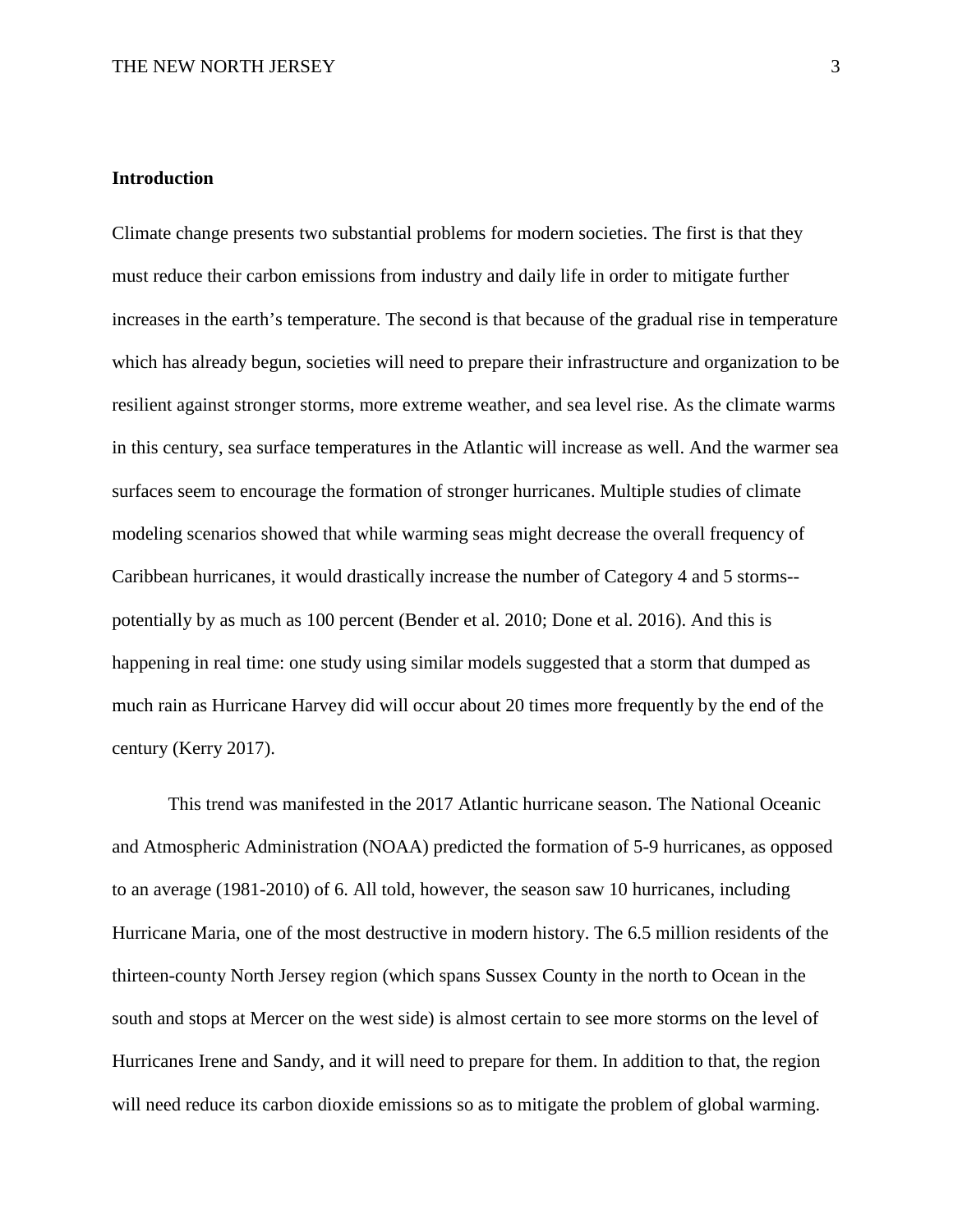## Introduction

Climate change presents two substantial problems for modern societies. The first is that they must reduce their carbon emissions from industry and daily life in order to mitigate further increases in the earth's temperature. The second is that because of the gradual rise in temperature which has already begun, societies will need to prepare their infrastructure and organization to be resilient against stronger storms, more extreme weather, and sea level rise. As the climate warms in this century, sea surface temperatures in the Atlantic will increase as well. And the warmer sea surfaces seem to encourage the formation of stronger hurricanes. Multiple studies of climate modeling scenarios showed that while warming seas might decrease the overall frequency of Caribbean hurricanes, it would drastically increase the number of Category 4 and 5 storms--potentially by as much as 100 percent (Bender et al. 2010; Done et al. 2016). And this is happening in real time: one study using similar models suggested that a storm that dumped as much rain as Hurricane Harvey did will occur about 20 times more frequently by the end of the century (Kerry 2017).

This trend was manifested in the 2017 Atlantic hurricane season. The National Oceanic and Atmospheric Administration (NOAA) predicted the formation of 5-9 hurricanes, as opposed to an average (1981-2010) of 6. All told, however, the season saw 10 hurricanes, including Hurricane Maria, one of the most destructive in modern history. The 6.5 million residents of the thirteen-county North Jersey region (which spans Sussex County in the north to Ocean in the south and stops at Mercer on the west side) is almost certain to see more storms on the level of Hurricanes Irene and Sandy, and it will need to prepare for them. In addition to that, the region will need reduce its carbon dioxide emissions so as to mitigate the problem of global warming.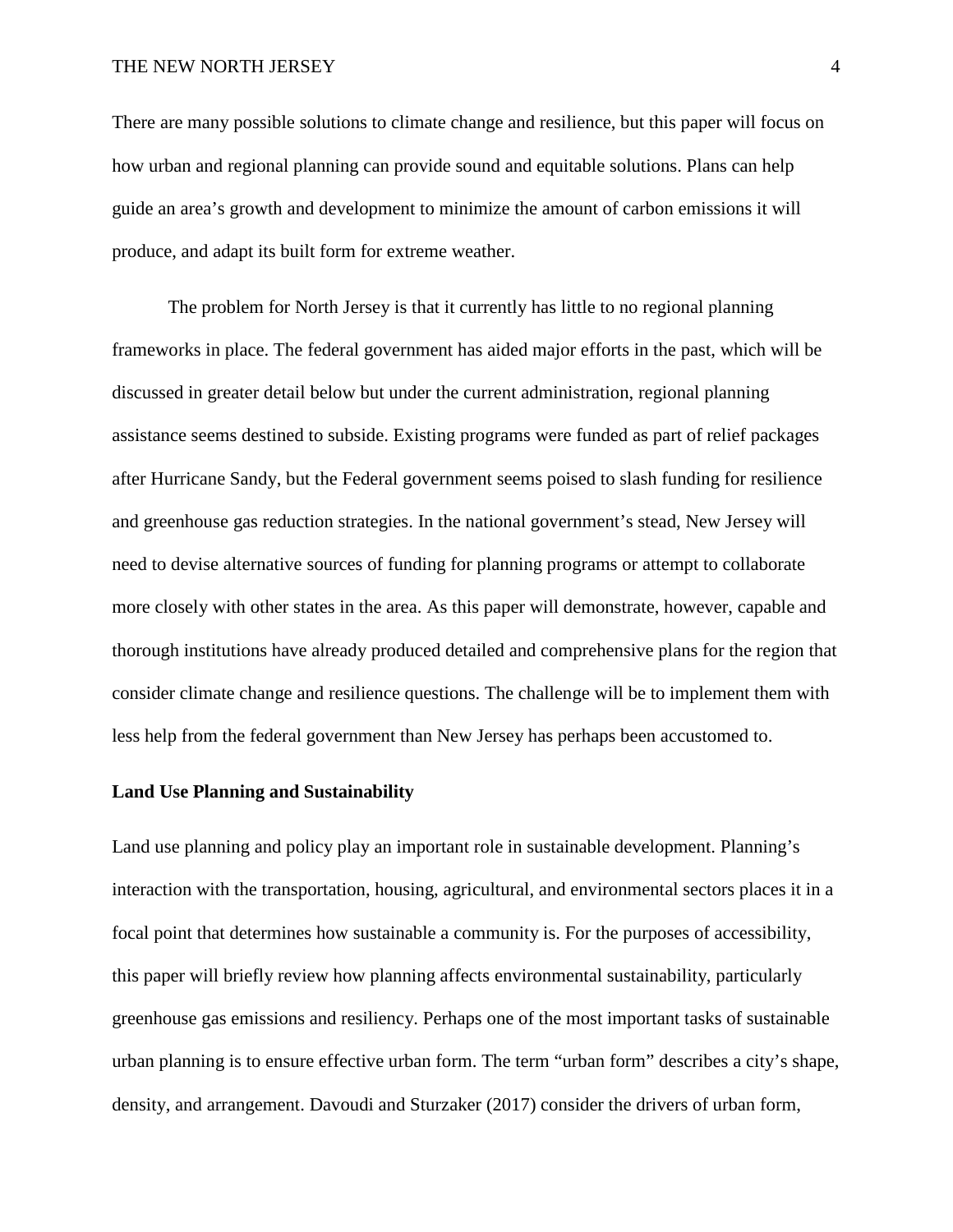There are many possible solutions to climate change and resilience, but this paper will focus on how urban and regional planning can provide sound and equitable solutions. Plans can help guide an area's growth and development to minimize the amount of carbon emissions it will produce, and adapt its built form for extreme weather.

The problem for North Jersey is that it currently has little to no regional planning frameworks in place. The federal government has aided major efforts in the past, which will be discussed in greater detail below but under the current administration, regional planning assistance seems destined to subside. Existing programs were funded as part of relief packages after Hurricane Sandy, but the Federal government seems poised to slash funding for resilience and greenhouse gas reduction strategies. In the national government's stead, New Jersey will need to devise alternative sources of funding for planning programs or attempt to collaborate more closely with other states in the area. As this paper will demonstrate, however, capable and thorough institutions have already produced detailed and comprehensive plans for the region that consider climate change and resilience questions. The challenge will be to implement them with less help from the federal government than New Jersey has perhaps been accustomed to.

**Land Use Planning and Sustainability**

Land use planning and policy play an important role in sustainable development. Planning's interaction with the transportation, housing, agricultural, and environmental sectors places it in a focal point that determines how sustainable a community is. For the purposes of accessibility, this paper will briefly review how planning affects environmental sustainability, particularly greenhouse gas emissions and resiliency. Perhaps one of the most important tasks of sustainable urban planning is to ensure effective urban form. The term "urban form" describes a city's shape, density, and arrangement. Davoudi and Sturzaker (2017) consider the drivers of urban form,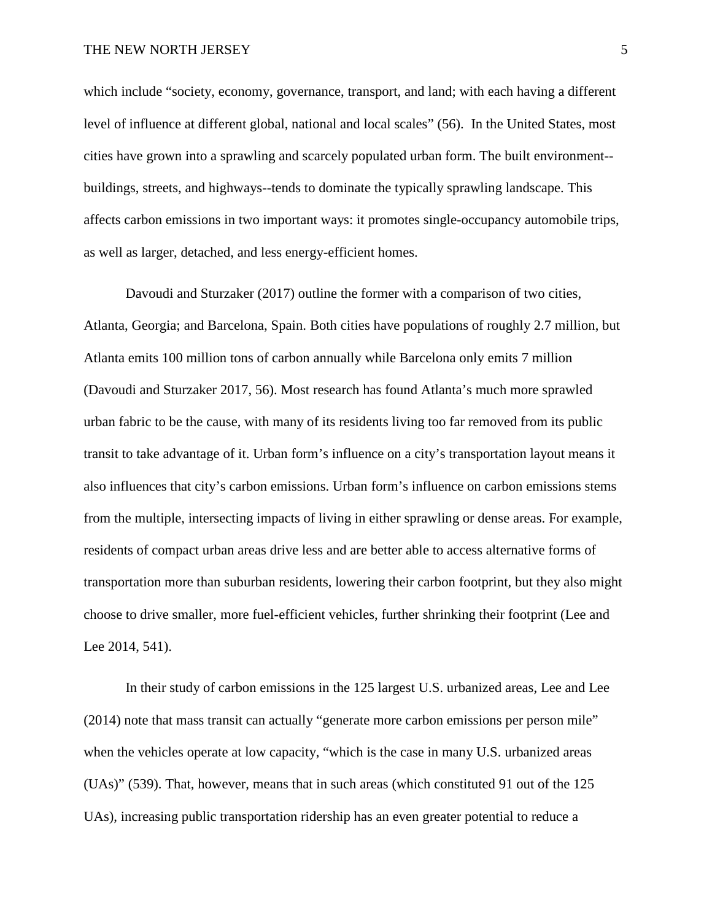which include “society, economy, governance, transport, and land; with each having a different level of influence at different global, national and local scales” (56). In the United States, most cities have grown into a sprawling and scarcely populated urban form. The built environment--buildings, streets, and highways--tends to dominate the typically sprawling landscape. This affects carbon emissions in two important ways: it promotes single-occupancy automobile trips, as well as larger, detached, and less energy-efficient homes.

Davoudi and Sturzaker (2017) outline the former with a comparison of two cities, Atlanta, Georgia; and Barcelona, Spain. Both cities have populations of roughly 2.7 million, but Atlanta emits 100 million tons of carbon annually while Barcelona only emits 7 million (Davoudi and Sturzaker 2017, 56). Most research has found Atlanta’s much more sprawled urban fabric to be the cause, with many of its residents living too far removed from its public transit to take advantage of it. Urban form’s influence on a city’s transportation layout means it also influences that city’s carbon emissions. Urban form’s influence on carbon emissions stems from the multiple, intersecting impacts of living in either sprawling or dense areas. For example, residents of compact urban areas drive less and are better able to access alternative forms of transportation more than suburban residents, lowering their carbon footprint, but they also might choose to drive smaller, more fuel-efficient vehicles, further shrinking their footprint (Lee and Lee 2014, 541).

In their study of carbon emissions in the 125 largest U.S. urbanized areas, Lee and Lee (2014) note that mass transit can actually “generate more carbon emissions per person mile” when the vehicles operate at low capacity, “which is the case in many U.S. urbanized areas (UAs)” (539). That, however, means that in such areas (which constituted 91 out of the 125 UAs), increasing public transportation ridership has an even greater potential to reduce a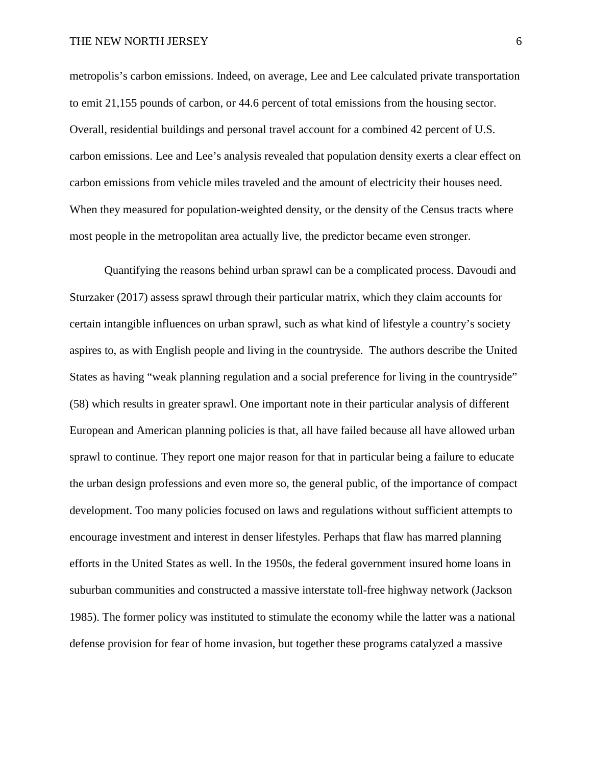metropolis's carbon emissions. Indeed, on average, Lee and Lee calculated private transportation to emit 21,155 pounds of carbon, or 44.6 percent of total emissions from the housing sector. Overall, residential buildings and personal travel account for a combined 42 percent of U.S. carbon emissions. Lee and Lee's analysis revealed that population density exerts a clear effect on carbon emissions from vehicle miles traveled and the amount of electricity their houses need. When they measured for population-weighted density, or the density of the Census tracts where most people in the metropolitan area actually live, the predictor became even stronger.

Quantifying the reasons behind urban sprawl can be a complicated process. Davoudi and Sturzaker (2017) assess sprawl through their particular matrix, which they claim accounts for certain intangible influences on urban sprawl, such as what kind of lifestyle a country's society aspires to, as with English people and living in the countryside. The authors describe the United States as having "weak planning regulation and a social preference for living in the countryside" (58) which results in greater sprawl. One important note in their particular analysis of different European and American planning policies is that, all have failed because all have allowed urban sprawl to continue. They report one major reason for that in particular being a failure to educate the urban design professions and even more so, the general public, of the importance of compact development. Too many policies focused on laws and regulations without sufficient attempts to encourage investment and interest in denser lifestyles. Perhaps that flaw has marred planning efforts in the United States as well. In the 1950s, the federal government insured home loans in suburban communities and constructed a massive interstate toll-free highway network (Jackson 1985). The former policy was instituted to stimulate the economy while the latter was a national defense provision for fear of home invasion, but together these programs catalyzed a massive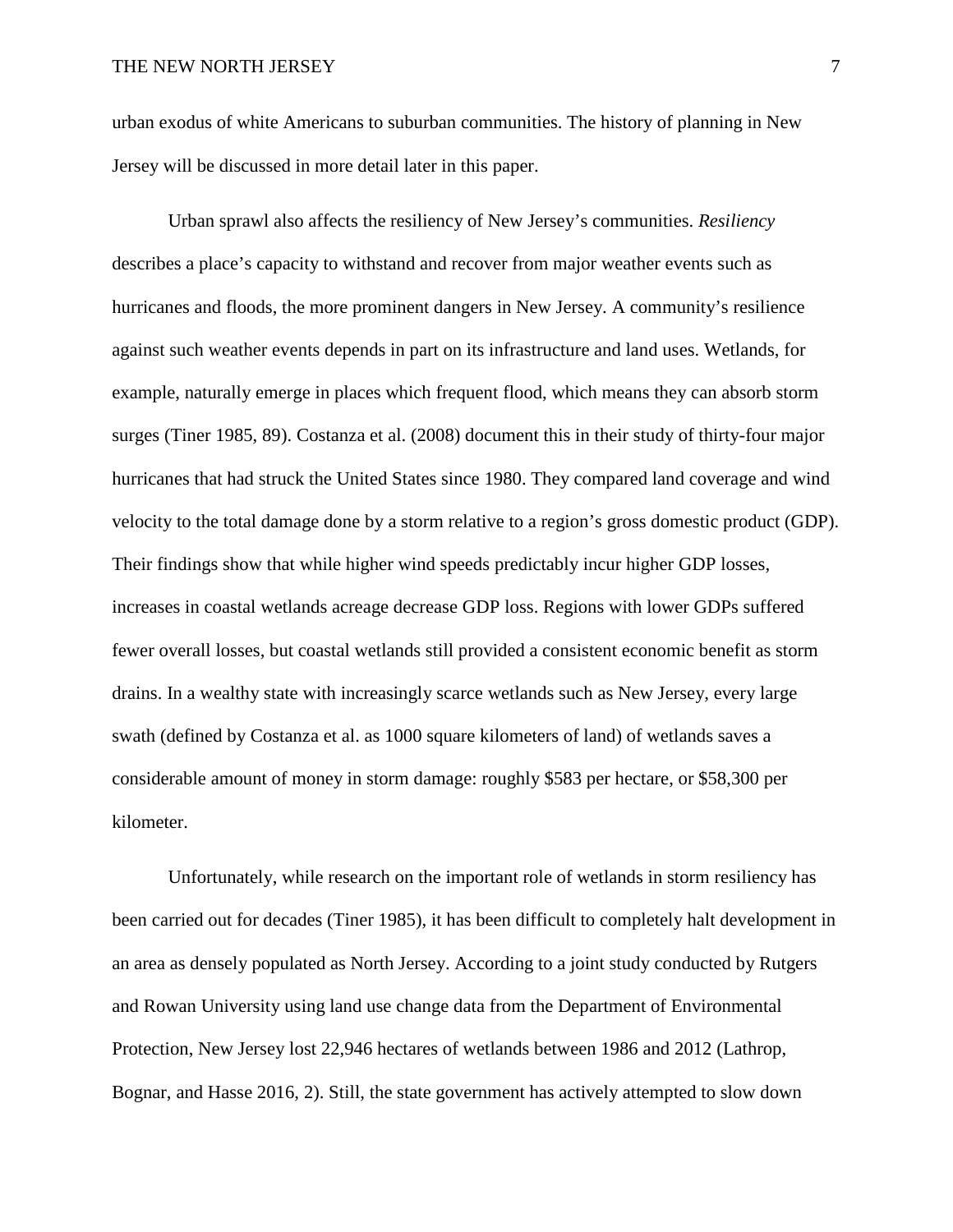urban exodus of white Americans to suburban communities. The history of planning in New Jersey will be discussed in more detail later in this paper.

Urban sprawl also affects the resiliency of New Jersey's communities. *Resiliency* describes a place's capacity to withstand and recover from major weather events such as hurricanes and floods, the more prominent dangers in New Jersey. A community's resilience against such weather events depends in part on its infrastructure and land uses. Wetlands, for example, naturally emerge in places which frequent flood, which means they can absorb storm surges (Tiner 1985, 89). Costanza et al. (2008) document this in their study of thirty-four major hurricanes that had struck the United States since 1980. They compared land coverage and wind velocity to the total damage done by a storm relative to a region's gross domestic product (GDP). Their findings show that while higher wind speeds predictably incur higher GDP losses, increases in coastal wetlands acreage decrease GDP loss. Regions with lower GDPs suffered fewer overall losses, but coastal wetlands still provided a consistent economic benefit as storm drains. In a wealthy state with increasingly scarce wetlands such as New Jersey, every large swath (defined by Costanza et al. as 1000 square kilometers of land) of wetlands saves a considerable amount of money in storm damage: roughly $583 per hectare, or $58,300 per kilometer.

Unfortunately, while research on the important role of wetlands in storm resiliency has been carried out for decades (Tiner 1985), it has been difficult to completely halt development in an area as densely populated as North Jersey. According to a joint study conducted by Rutgers and Rowan University using land use change data from the Department of Environmental Protection, New Jersey lost 22,946 hectares of wetlands between 1986 and 2012 (Lathrop, Bognar, and Hasse 2016, 2). Still, the state government has actively attempted to slow down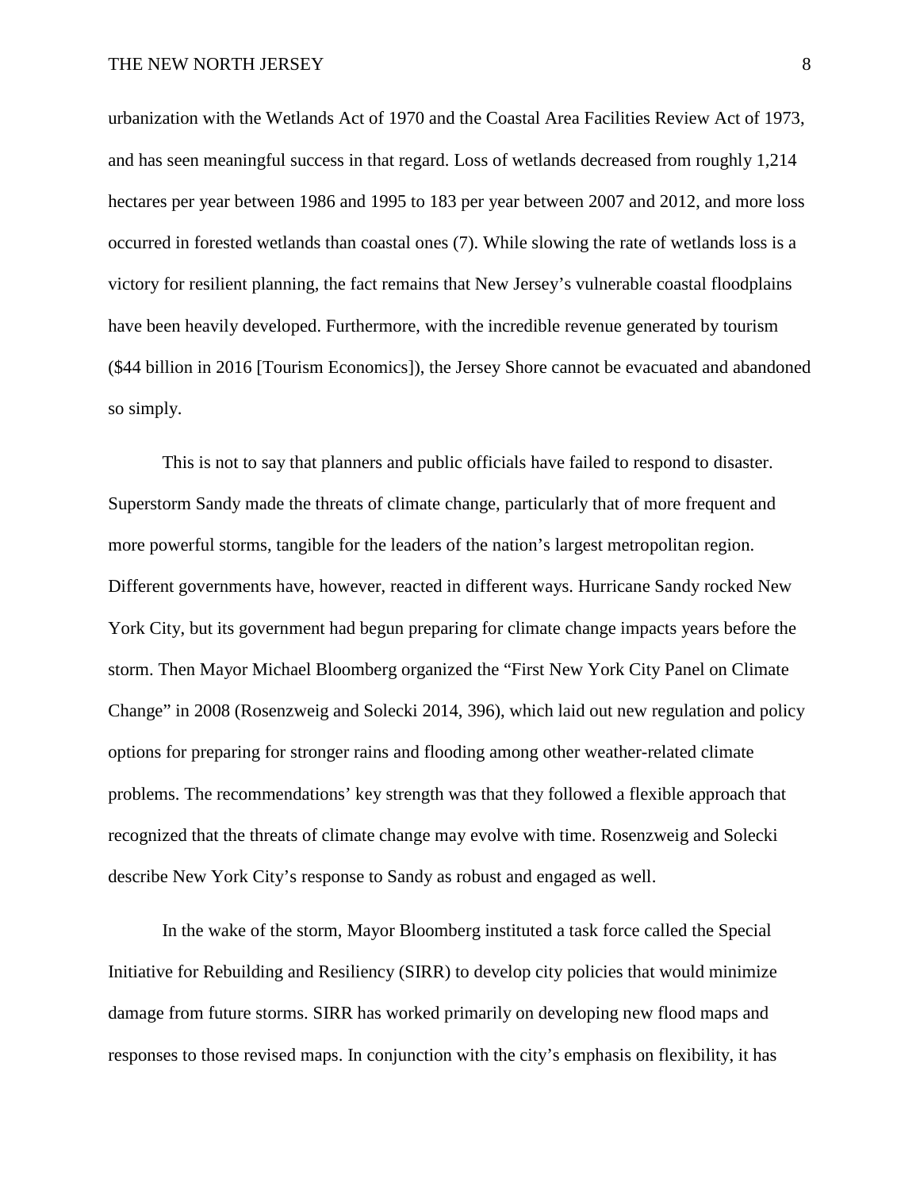urbanization with the Wetlands Act of 1970 and the Coastal Area Facilities Review Act of 1973, and has seen meaningful success in that regard. Loss of wetlands decreased from roughly 1,214 hectares per year between 1986 and 1995 to 183 per year between 2007 and 2012, and more loss occurred in forested wetlands than coastal ones (7). While slowing the rate of wetlands loss is a victory for resilient planning, the fact remains that New Jersey's vulnerable coastal floodplains have been heavily developed. Furthermore, with the incredible revenue generated by tourism ($44 billion in 2016 [Tourism Economics]), the Jersey Shore cannot be evacuated and abandoned so simply.

This is not to say that planners and public officials have failed to respond to disaster. Superstorm Sandy made the threats of climate change, particularly that of more frequent and more powerful storms, tangible for the leaders of the nation's largest metropolitan region. Different governments have, however, reacted in different ways. Hurricane Sandy rocked New York City, but its government had begun preparing for climate change impacts years before the storm. Then Mayor Michael Bloomberg organized the "First New York City Panel on Climate Change" in 2008 (Rosenzweig and Solecki 2014, 396), which laid out new regulation and policy options for preparing for stronger rains and flooding among other weather-related climate problems. The recommendations' key strength was that they followed a flexible approach that recognized that the threats of climate change may evolve with time. Rosenzweig and Solecki describe New York City's response to Sandy as robust and engaged as well.

In the wake of the storm, Mayor Bloomberg instituted a task force called the Special Initiative for Rebuilding and Resiliency (SIRR) to develop city policies that would minimize damage from future storms. SIRR has worked primarily on developing new flood maps and responses to those revised maps. In conjunction with the city's emphasis on flexibility, it has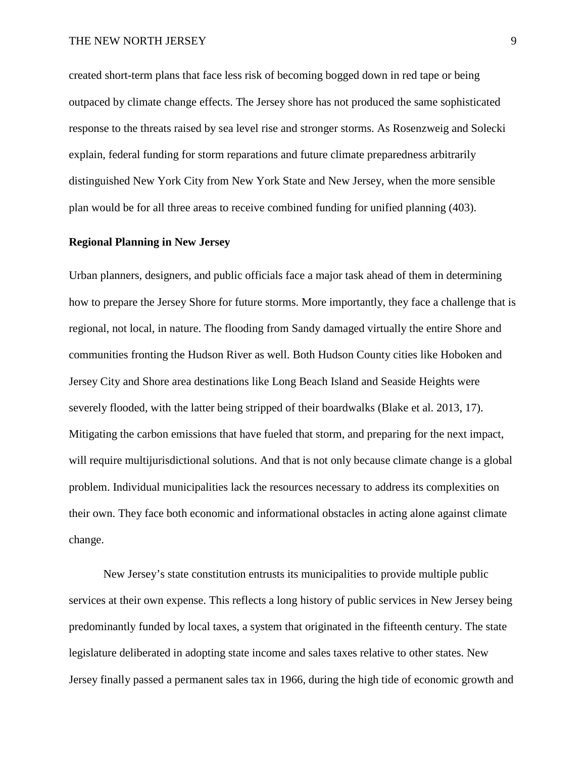created short-term plans that face less risk of becoming bogged down in red tape or being outpaced by climate change effects. The Jersey shore has not produced the same sophisticated response to the threats raised by sea level rise and stronger storms. As Rosenzweig and Solecki explain, federal funding for storm reparations and future climate preparedness arbitrarily distinguished New York City from New York State and New Jersey, when the more sensible plan would be for all three areas to receive combined funding for unified planning (403).

**Regional Planning in New Jersey**

Urban planners, designers, and public officials face a major task ahead of them in determining how to prepare the Jersey Shore for future storms. More importantly, they face a challenge that is regional, not local, in nature. The flooding from Sandy damaged virtually the entire Shore and communities fronting the Hudson River as well. Both Hudson County cities like Hoboken and Jersey City and Shore area destinations like Long Beach Island and Seaside Heights were severely flooded, with the latter being stripped of their boardwalks (Blake et al. 2013, 17). Mitigating the carbon emissions that have fueled that storm, and preparing for the next impact, will require multijurisdictional solutions. And that is not only because climate change is a global problem. Individual municipalities lack the resources necessary to address its complexities on their own. They face both economic and informational obstacles in acting alone against climate change.

New Jersey's state constitution entrusts its municipalities to provide multiple public services at their own expense. This reflects a long history of public services in New Jersey being predominantly funded by local taxes, a system that originated in the fifteenth century. The state legislature deliberated in adopting state income and sales taxes relative to other states. New Jersey finally passed a permanent sales tax in 1966, during the high tide of economic growth and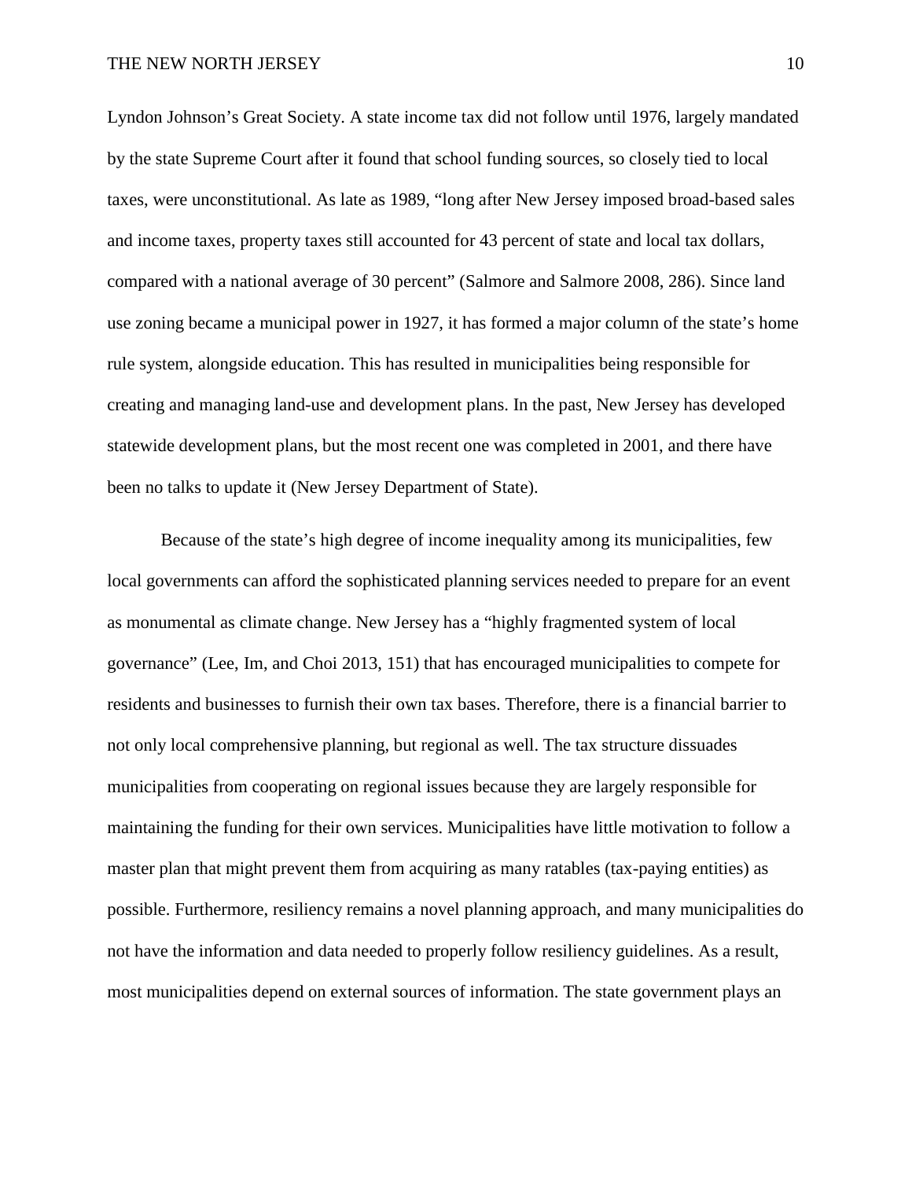Lyndon Johnson's Great Society. A state income tax did not follow until 1976, largely mandated by the state Supreme Court after it found that school funding sources, so closely tied to local taxes, were unconstitutional. As late as 1989, "long after New Jersey imposed broad-based sales and income taxes, property taxes still accounted for 43 percent of state and local tax dollars, compared with a national average of 30 percent" (Salmore and Salmore 2008, 286). Since land use zoning became a municipal power in 1927, it has formed a major column of the state's home rule system, alongside education. This has resulted in municipalities being responsible for creating and managing land-use and development plans. In the past, New Jersey has developed statewide development plans, but the most recent one was completed in 2001, and there have been no talks to update it (New Jersey Department of State).

Because of the state's high degree of income inequality among its municipalities, few local governments can afford the sophisticated planning services needed to prepare for an event as monumental as climate change. New Jersey has a "highly fragmented system of local governance" (Lee, Im, and Choi 2013, 151) that has encouraged municipalities to compete for residents and businesses to furnish their own tax bases. Therefore, there is a financial barrier to not only local comprehensive planning, but regional as well. The tax structure dissuades municipalities from cooperating on regional issues because they are largely responsible for maintaining the funding for their own services. Municipalities have little motivation to follow a master plan that might prevent them from acquiring as many ratables (tax-paying entities) as possible. Furthermore, resiliency remains a novel planning approach, and many municipalities do not have the information and data needed to properly follow resiliency guidelines. As a result, most municipalities depend on external sources of information. The state government plays an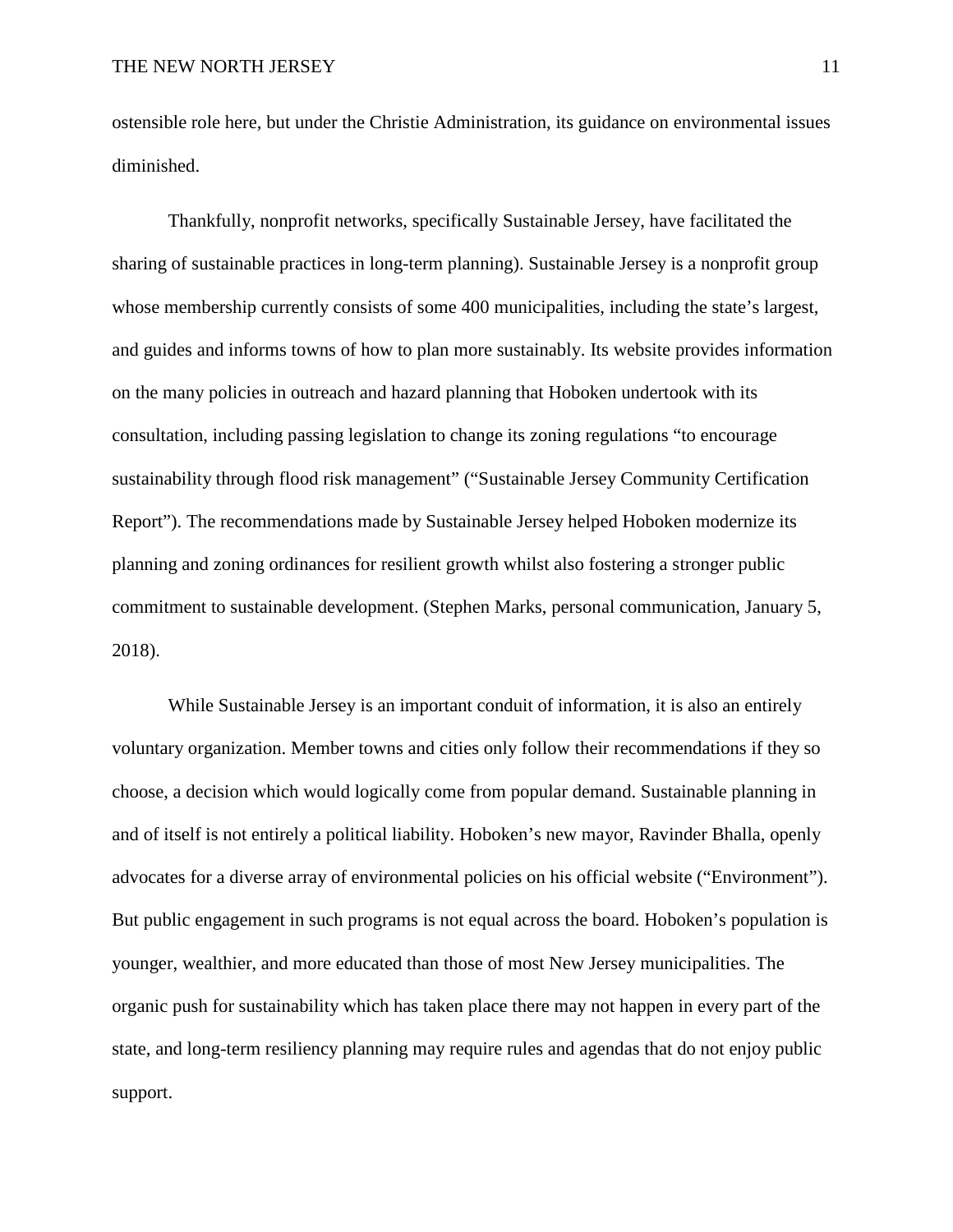ostensible role here, but under the Christie Administration, its guidance on environmental issues diminished.

Thankfully, nonprofit networks, specifically Sustainable Jersey, have facilitated the sharing of sustainable practices in long-term planning). Sustainable Jersey is a nonprofit group whose membership currently consists of some 400 municipalities, including the state's largest, and guides and informs towns of how to plan more sustainably. Its website provides information on the many policies in outreach and hazard planning that Hoboken undertook with its consultation, including passing legislation to change its zoning regulations "to encourage sustainability through flood risk management" ("Sustainable Jersey Community Certification Report"). The recommendations made by Sustainable Jersey helped Hoboken modernize its planning and zoning ordinances for resilient growth whilst also fostering a stronger public commitment to sustainable development. (Stephen Marks, personal communication, January 5, 2018).

While Sustainable Jersey is an important conduit of information, it is also an entirely voluntary organization. Member towns and cities only follow their recommendations if they so choose, a decision which would logically come from popular demand. Sustainable planning in and of itself is not entirely a political liability. Hoboken's new mayor, Ravinder Bhalla, openly advocates for a diverse array of environmental policies on his official website ("Environment"). But public engagement in such programs is not equal across the board. Hoboken's population is younger, wealthier, and more educated than those of most New Jersey municipalities. The organic push for sustainability which has taken place there may not happen in every part of the state, and long-term resiliency planning may require rules and agendas that do not enjoy public support.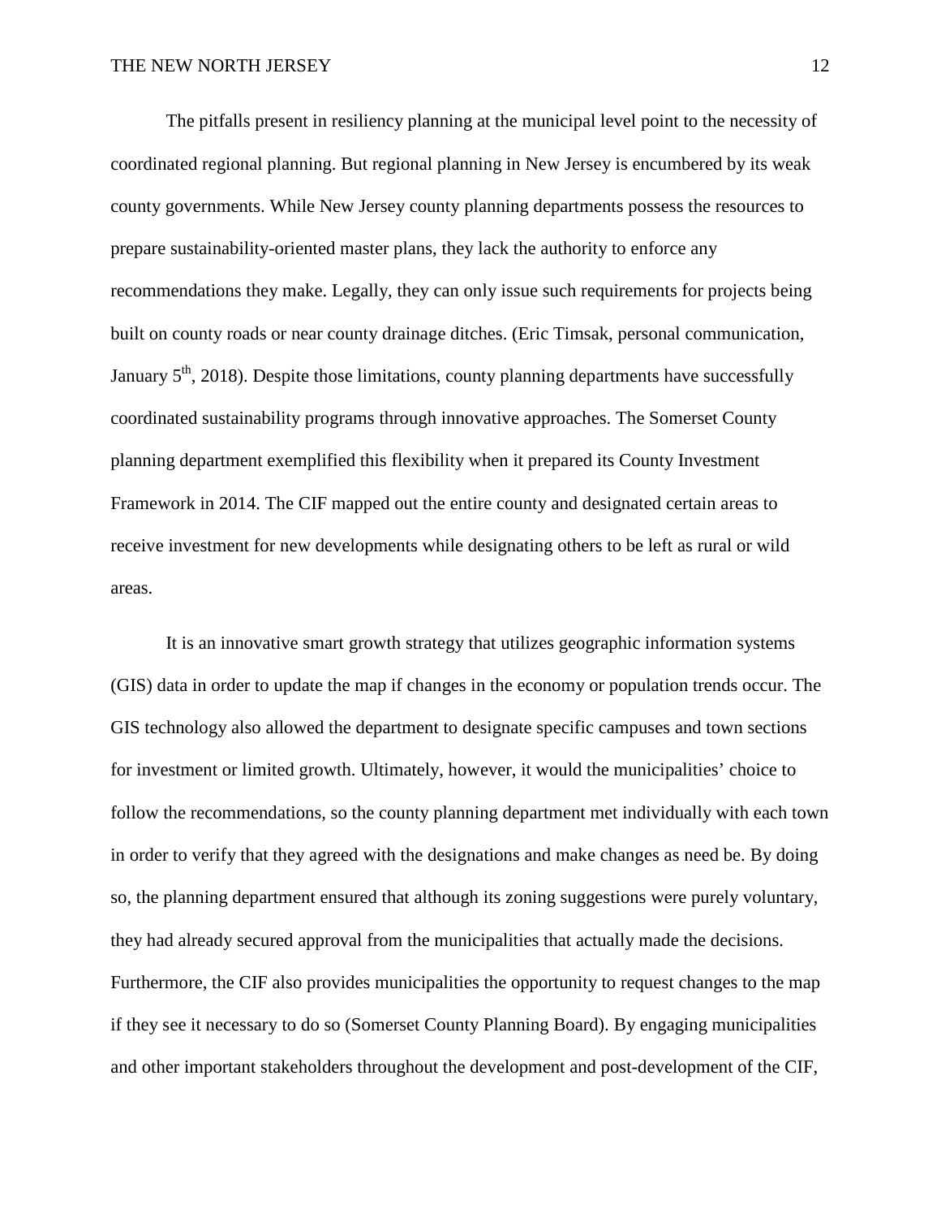The pitfalls present in resiliency planning at the municipal level point to the necessity of coordinated regional planning. But regional planning in New Jersey is encumbered by its weak county governments. While New Jersey county planning departments possess the resources to prepare sustainability-oriented master plans, they lack the authority to enforce any recommendations they make. Legally, they can only issue such requirements for projects being built on county roads or near county drainage ditches. (Eric Timsak, personal communication, January 5th, 2018). Despite those limitations, county planning departments have successfully coordinated sustainability programs through innovative approaches. The Somerset County planning department exemplified this flexibility when it prepared its County Investment Framework in 2014. The CIF mapped out the entire county and designated certain areas to receive investment for new developments while designating others to be left as rural or wild areas.

It is an innovative smart growth strategy that utilizes geographic information systems (GIS) data in order to update the map if changes in the economy or population trends occur. The GIS technology also allowed the department to designate specific campuses and town sections for investment or limited growth. Ultimately, however, it would the municipalities' choice to follow the recommendations, so the county planning department met individually with each town in order to verify that they agreed with the designations and make changes as need be. By doing so, the planning department ensured that although its zoning suggestions were purely voluntary, they had already secured approval from the municipalities that actually made the decisions. Furthermore, the CIF also provides municipalities the opportunity to request changes to the map if they see it necessary to do so (Somerset County Planning Board). By engaging municipalities and other important stakeholders throughout the development and post-development of the CIF,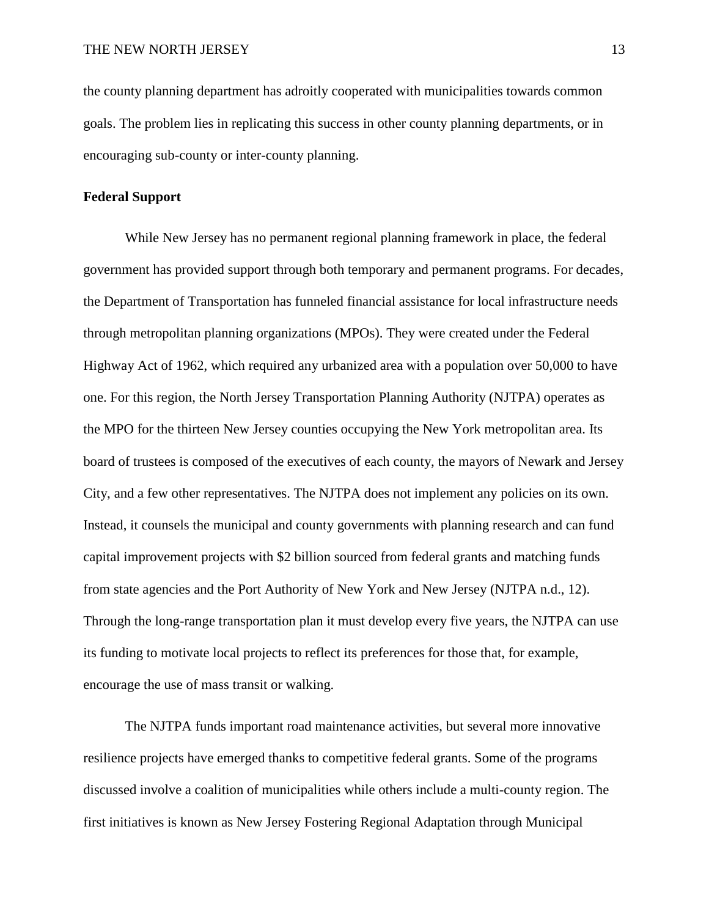the county planning department has adroitly cooperated with municipalities towards common goals. The problem lies in replicating this success in other county planning departments, or in encouraging sub-county or inter-county planning.

## Federal Support

While New Jersey has no permanent regional planning framework in place, the federal government has provided support through both temporary and permanent programs. For decades, the Department of Transportation has funneled financial assistance for local infrastructure needs through metropolitan planning organizations (MPOs). They were created under the Federal Highway Act of 1962, which required any urbanized area with a population over 50,000 to have one. For this region, the North Jersey Transportation Planning Authority (NJTPA) operates as the MPO for the thirteen New Jersey counties occupying the New York metropolitan area. Its board of trustees is composed of the executives of each county, the mayors of Newark and Jersey City, and a few other representatives. The NJTPA does not implement any policies on its own. Instead, it counsels the municipal and county governments with planning research and can fund capital improvement projects with $2 billion sourced from federal grants and matching funds from state agencies and the Port Authority of New York and New Jersey (NJTPA n.d., 12). Through the long-range transportation plan it must develop every five years, the NJTPA can use its funding to motivate local projects to reflect its preferences for those that, for example, encourage the use of mass transit or walking.

The NJTPA funds important road maintenance activities, but several more innovative resilience projects have emerged thanks to competitive federal grants. Some of the programs discussed involve a coalition of municipalities while others include a multi-county region. The first initiatives is known as New Jersey Fostering Regional Adaptation through Municipal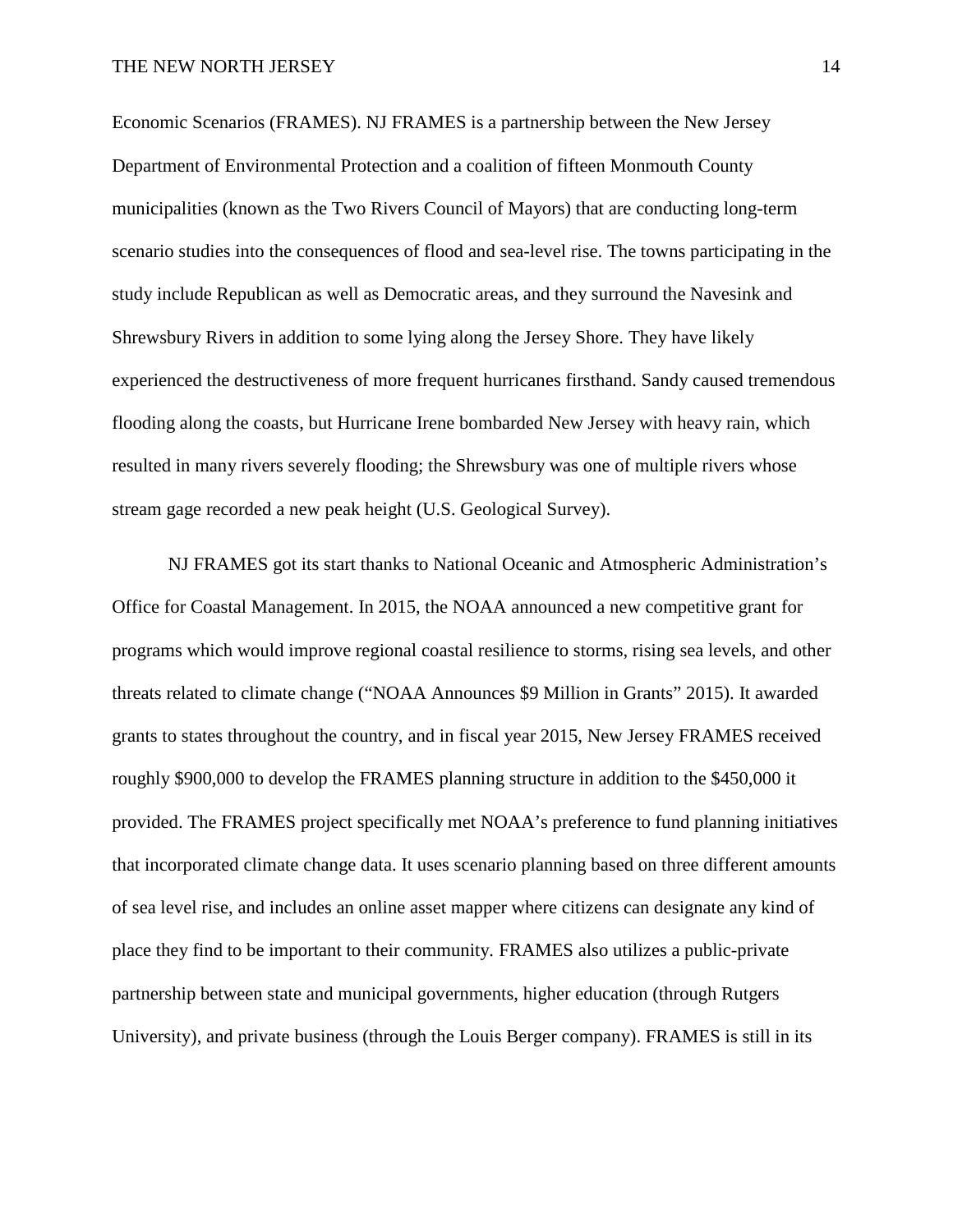Economic Scenarios (FRAMES). NJ FRAMES is a partnership between the New Jersey Department of Environmental Protection and a coalition of fifteen Monmouth County municipalities (known as the Two Rivers Council of Mayors) that are conducting long-term scenario studies into the consequences of flood and sea-level rise. The towns participating in the study include Republican as well as Democratic areas, and they surround the Navesink and Shrewsbury Rivers in addition to some lying along the Jersey Shore. They have likely experienced the destructiveness of more frequent hurricanes firsthand. Sandy caused tremendous flooding along the coasts, but Hurricane Irene bombarded New Jersey with heavy rain, which resulted in many rivers severely flooding; the Shrewsbury was one of multiple rivers whose stream gage recorded a new peak height (U.S. Geological Survey).

NJ FRAMES got its start thanks to National Oceanic and Atmospheric Administration's Office for Coastal Management. In 2015, the NOAA announced a new competitive grant for programs which would improve regional coastal resilience to storms, rising sea levels, and other threats related to climate change ("NOAA Announces $9 Million in Grants" 2015). It awarded grants to states throughout the country, and in fiscal year 2015, New Jersey FRAMES received roughly $900,000 to develop the FRAMES planning structure in addition to the $450,000 it provided. The FRAMES project specifically met NOAA's preference to fund planning initiatives that incorporated climate change data. It uses scenario planning based on three different amounts of sea level rise, and includes an online asset mapper where citizens can designate any kind of place they find to be important to their community. FRAMES also utilizes a public-private partnership between state and municipal governments, higher education (through Rutgers University), and private business (through the Louis Berger company). FRAMES is still in its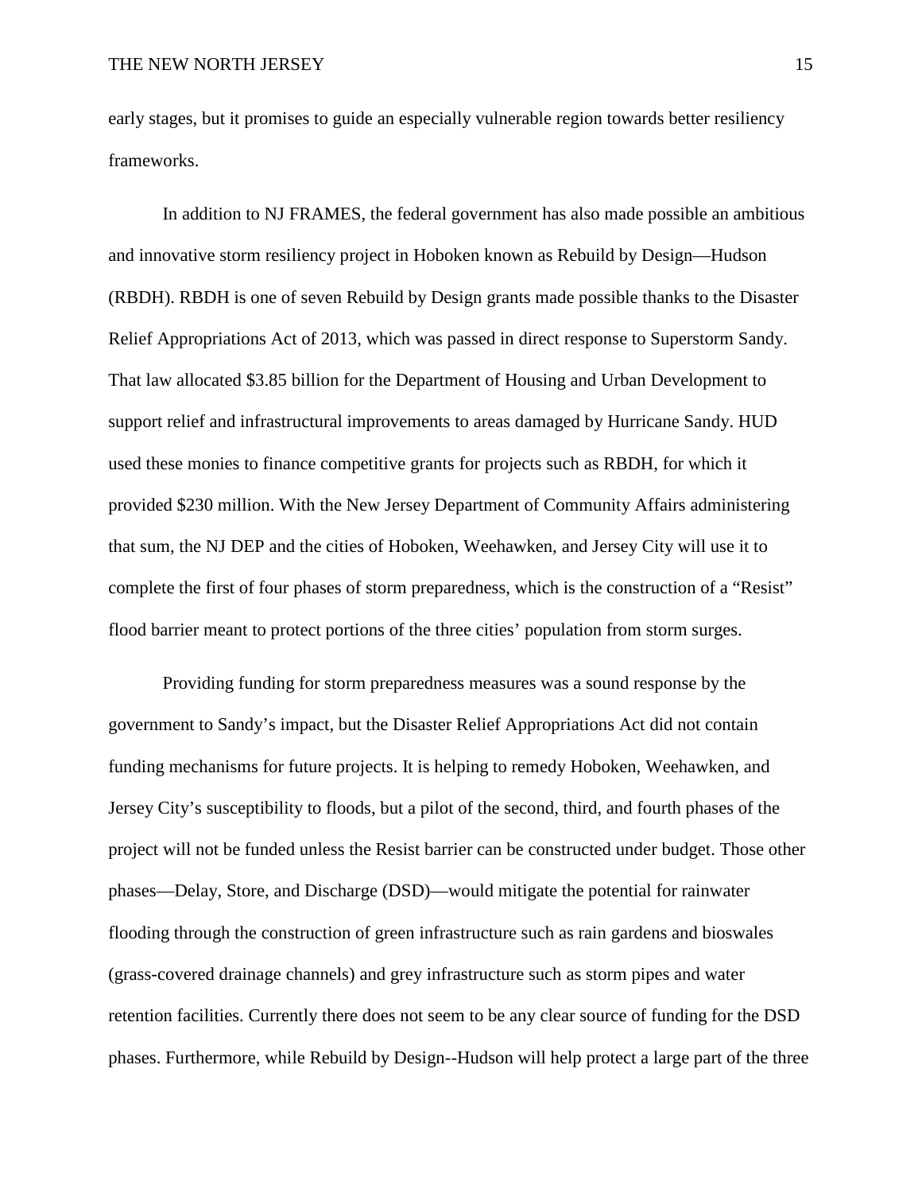early stages, but it promises to guide an especially vulnerable region towards better resiliency frameworks.

In addition to NJ FRAMES, the federal government has also made possible an ambitious and innovative storm resiliency project in Hoboken known as Rebuild by Design—Hudson (RBDH). RBDH is one of seven Rebuild by Design grants made possible thanks to the Disaster Relief Appropriations Act of 2013, which was passed in direct response to Superstorm Sandy. That law allocated $3.85 billion for the Department of Housing and Urban Development to support relief and infrastructural improvements to areas damaged by Hurricane Sandy. HUD used these monies to finance competitive grants for projects such as RBDH, for which it provided $230 million. With the New Jersey Department of Community Affairs administering that sum, the NJ DEP and the cities of Hoboken, Weehawken, and Jersey City will use it to complete the first of four phases of storm preparedness, which is the construction of a "Resist" flood barrier meant to protect portions of the three cities' population from storm surges.

Providing funding for storm preparedness measures was a sound response by the government to Sandy's impact, but the Disaster Relief Appropriations Act did not contain funding mechanisms for future projects. It is helping to remedy Hoboken, Weehawken, and Jersey City's susceptibility to floods, but a pilot of the second, third, and fourth phases of the project will not be funded unless the Resist barrier can be constructed under budget. Those other phases—Delay, Store, and Discharge (DSD)—would mitigate the potential for rainwater flooding through the construction of green infrastructure such as rain gardens and bioswales (grass-covered drainage channels) and grey infrastructure such as storm pipes and water retention facilities. Currently there does not seem to be any clear source of funding for the DSD phases. Furthermore, while Rebuild by Design--Hudson will help protect a large part of the three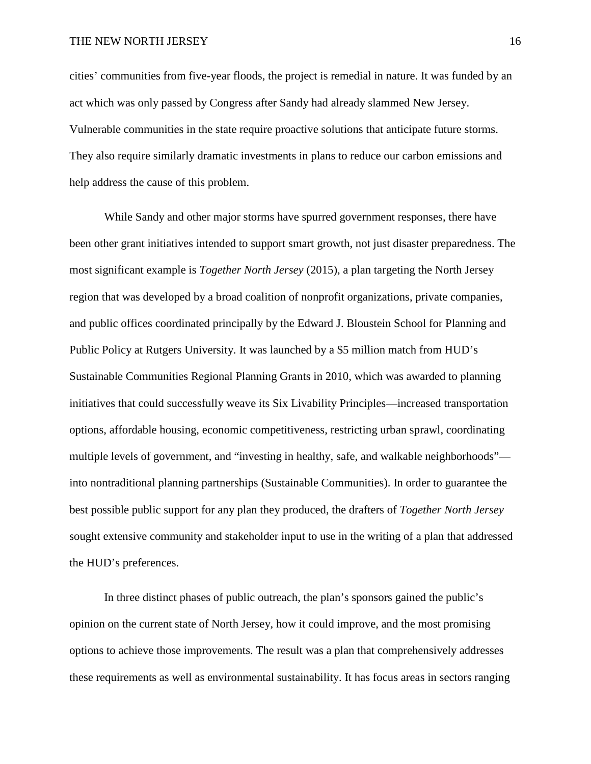cities' communities from five-year floods, the project is remedial in nature. It was funded by an act which was only passed by Congress after Sandy had already slammed New Jersey. Vulnerable communities in the state require proactive solutions that anticipate future storms. They also require similarly dramatic investments in plans to reduce our carbon emissions and help address the cause of this problem.

While Sandy and other major storms have spurred government responses, there have been other grant initiatives intended to support smart growth, not just disaster preparedness. The most significant example is *Together North Jersey* (2015), a plan targeting the North Jersey region that was developed by a broad coalition of nonprofit organizations, private companies, and public offices coordinated principally by the Edward J. Bloustein School for Planning and Public Policy at Rutgers University. It was launched by a $5 million match from HUD's Sustainable Communities Regional Planning Grants in 2010, which was awarded to planning initiatives that could successfully weave its Six Livability Principles—increased transportation options, affordable housing, economic competitiveness, restricting urban sprawl, coordinating multiple levels of government, and "investing in healthy, safe, and walkable neighborhoods"—into nontraditional planning partnerships (Sustainable Communities). In order to guarantee the best possible public support for any plan they produced, the drafters of *Together North Jersey* sought extensive community and stakeholder input to use in the writing of a plan that addressed the HUD's preferences.

In three distinct phases of public outreach, the plan's sponsors gained the public's opinion on the current state of North Jersey, how it could improve, and the most promising options to achieve those improvements. The result was a plan that comprehensively addresses these requirements as well as environmental sustainability. It has focus areas in sectors ranging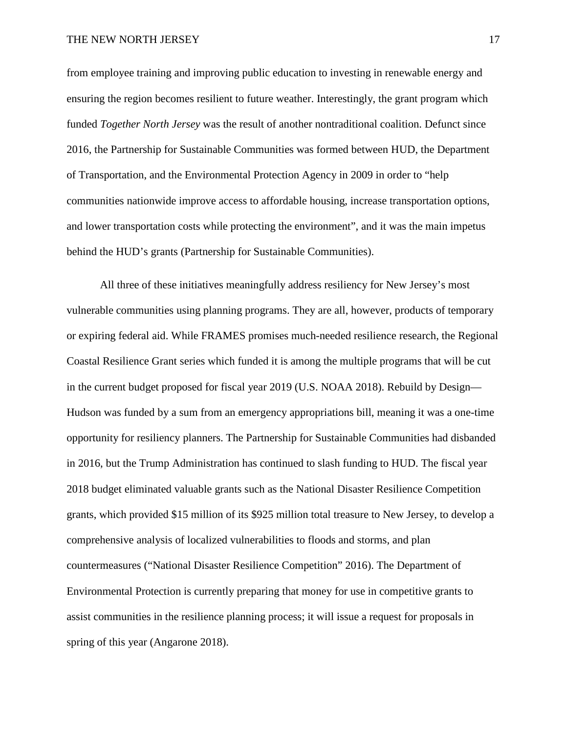from employee training and improving public education to investing in renewable energy and ensuring the region becomes resilient to future weather. Interestingly, the grant program which funded *Together North Jersey* was the result of another nontraditional coalition. Defunct since 2016, the Partnership for Sustainable Communities was formed between HUD, the Department of Transportation, and the Environmental Protection Agency in 2009 in order to "help communities nationwide improve access to affordable housing, increase transportation options, and lower transportation costs while protecting the environment", and it was the main impetus behind the HUD's grants (Partnership for Sustainable Communities).

All three of these initiatives meaningfully address resiliency for New Jersey's most vulnerable communities using planning programs. They are all, however, products of temporary or expiring federal aid. While FRAMES promises much-needed resilience research, the Regional Coastal Resilience Grant series which funded it is among the multiple programs that will be cut in the current budget proposed for fiscal year 2019 (U.S. NOAA 2018). Rebuild by Design—Hudson was funded by a sum from an emergency appropriations bill, meaning it was a one-time opportunity for resiliency planners. The Partnership for Sustainable Communities had disbanded in 2016, but the Trump Administration has continued to slash funding to HUD. The fiscal year 2018 budget eliminated valuable grants such as the National Disaster Resilience Competition grants, which provided $15 million of its $925 million total treasure to New Jersey, to develop a comprehensive analysis of localized vulnerabilities to floods and storms, and plan countermeasures ("National Disaster Resilience Competition" 2016). The Department of Environmental Protection is currently preparing that money for use in competitive grants to assist communities in the resilience planning process; it will issue a request for proposals in spring of this year (Angarone 2018).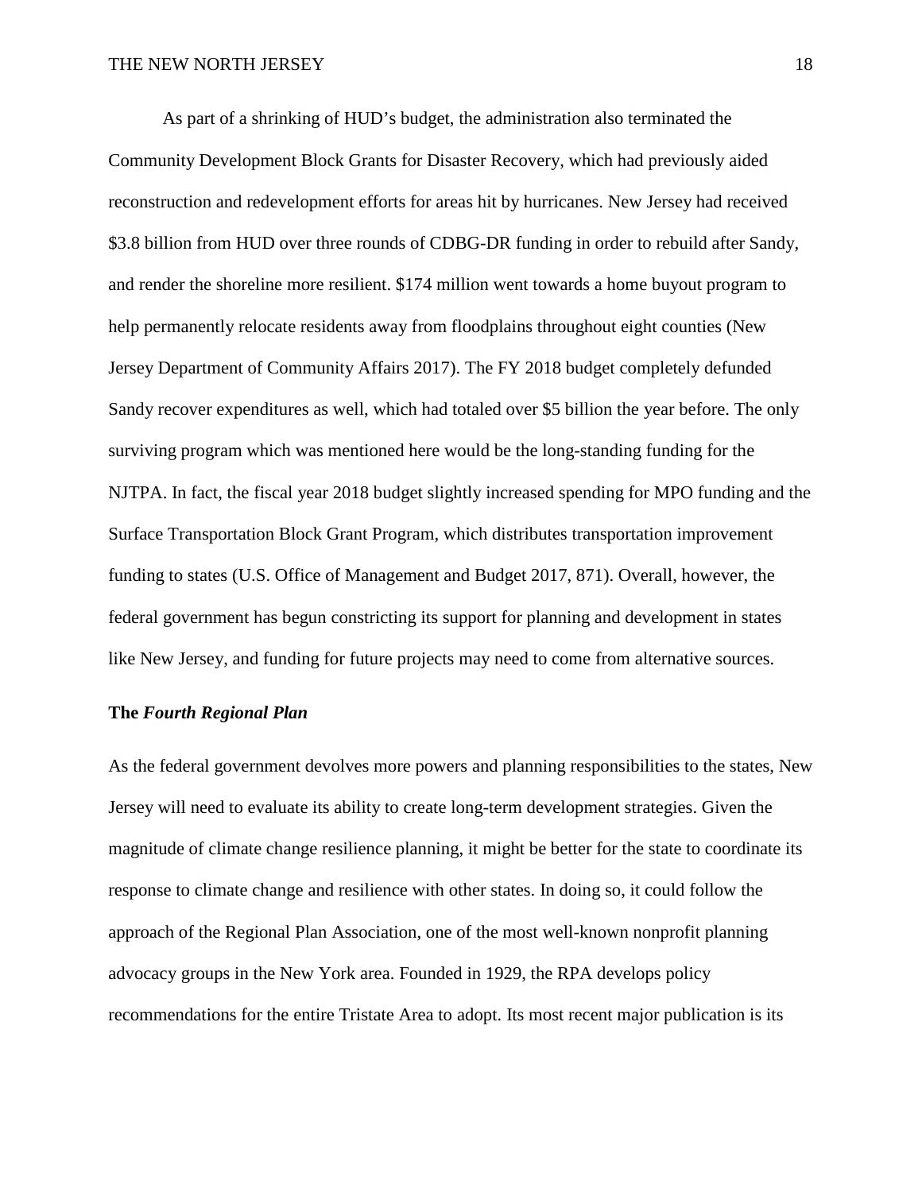As part of a shrinking of HUD's budget, the administration also terminated the Community Development Block Grants for Disaster Recovery, which had previously aided reconstruction and redevelopment efforts for areas hit by hurricanes. New Jersey had received $3.8 billion from HUD over three rounds of CDBG-DR funding in order to rebuild after Sandy, and render the shoreline more resilient. $174 million went towards a home buyout program to help permanently relocate residents away from floodplains throughout eight counties (New Jersey Department of Community Affairs 2017). The FY 2018 budget completely defunded Sandy recover expenditures as well, which had totaled over $5 billion the year before. The only surviving program which was mentioned here would be the long-standing funding for the NJTPA. In fact, the fiscal year 2018 budget slightly increased spending for MPO funding and the Surface Transportation Block Grant Program, which distributes transportation improvement funding to states (U.S. Office of Management and Budget 2017, 871). Overall, however, the federal government has begun constricting its support for planning and development in states like New Jersey, and funding for future projects may need to come from alternative sources.

### The *Fourth Regional Plan*

As the federal government devolves more powers and planning responsibilities to the states, New Jersey will need to evaluate its ability to create long-term development strategies. Given the magnitude of climate change resilience planning, it might be better for the state to coordinate its response to climate change and resilience with other states. In doing so, it could follow the approach of the Regional Plan Association, one of the most well-known nonprofit planning advocacy groups in the New York area. Founded in 1929, the RPA develops policy recommendations for the entire Tristate Area to adopt. Its most recent major publication is its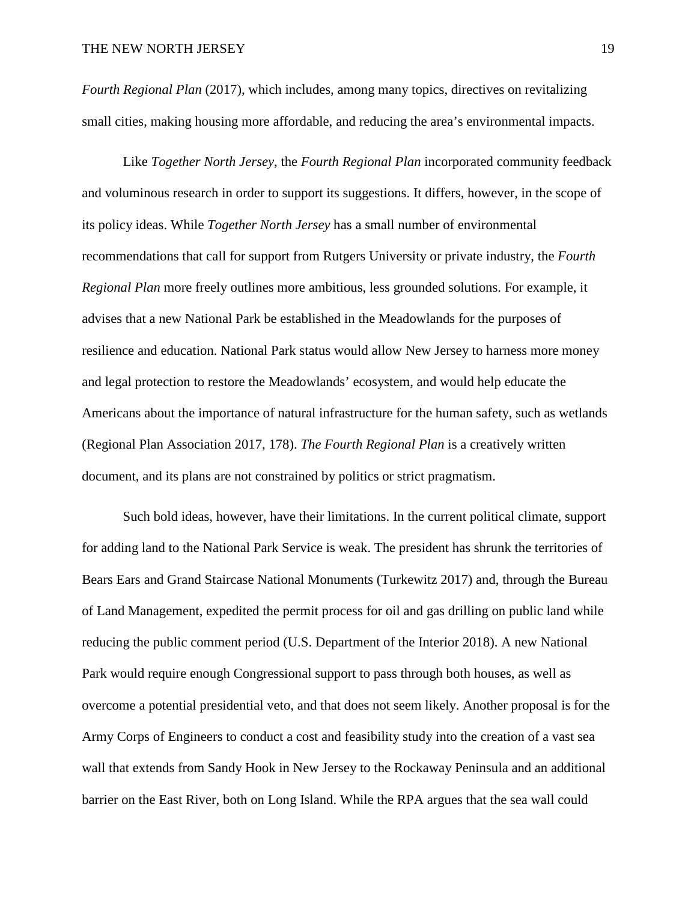*Fourth Regional Plan* (2017), which includes, among many topics, directives on revitalizing small cities, making housing more affordable, and reducing the area's environmental impacts.

Like *Together North Jersey*, the *Fourth Regional Plan* incorporated community feedback and voluminous research in order to support its suggestions. It differs, however, in the scope of its policy ideas. While *Together North Jersey* has a small number of environmental recommendations that call for support from Rutgers University or private industry, the *Fourth Regional Plan* more freely outlines more ambitious, less grounded solutions. For example, it advises that a new National Park be established in the Meadowlands for the purposes of resilience and education. National Park status would allow New Jersey to harness more money and legal protection to restore the Meadowlands' ecosystem, and would help educate the Americans about the importance of natural infrastructure for the human safety, such as wetlands (Regional Plan Association 2017, 178). *The Fourth Regional Plan* is a creatively written document, and its plans are not constrained by politics or strict pragmatism.

Such bold ideas, however, have their limitations. In the current political climate, support for adding land to the National Park Service is weak. The president has shrunk the territories of Bears Ears and Grand Staircase National Monuments (Turkewitz 2017) and, through the Bureau of Land Management, expedited the permit process for oil and gas drilling on public land while reducing the public comment period (U.S. Department of the Interior 2018). A new National Park would require enough Congressional support to pass through both houses, as well as overcome a potential presidential veto, and that does not seem likely. Another proposal is for the Army Corps of Engineers to conduct a cost and feasibility study into the creation of a vast sea wall that extends from Sandy Hook in New Jersey to the Rockaway Peninsula and an additional barrier on the East River, both on Long Island. While the RPA argues that the sea wall could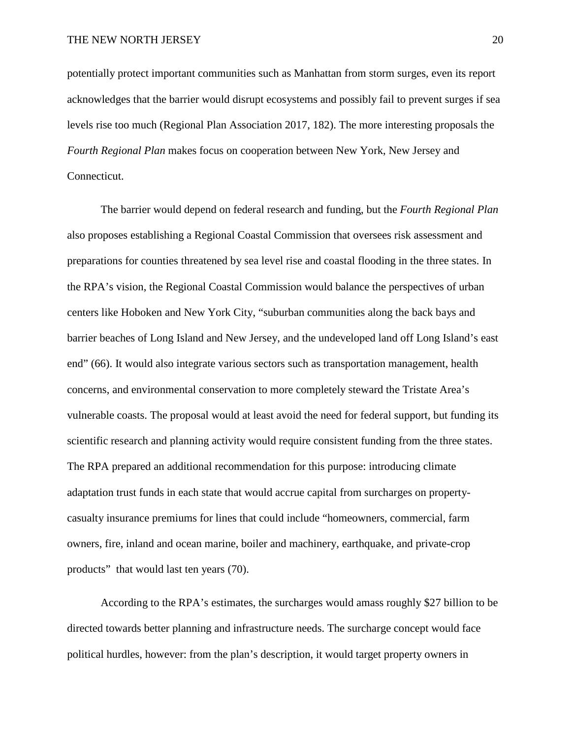potentially protect important communities such as Manhattan from storm surges, even its report acknowledges that the barrier would disrupt ecosystems and possibly fail to prevent surges if sea levels rise too much (Regional Plan Association 2017, 182). The more interesting proposals the *Fourth Regional Plan* makes focus on cooperation between New York, New Jersey and Connecticut.

The barrier would depend on federal research and funding, but the *Fourth Regional Plan* also proposes establishing a Regional Coastal Commission that oversees risk assessment and preparations for counties threatened by sea level rise and coastal flooding in the three states. In the RPA's vision, the Regional Coastal Commission would balance the perspectives of urban centers like Hoboken and New York City, "suburban communities along the back bays and barrier beaches of Long Island and New Jersey, and the undeveloped land off Long Island's east end" (66). It would also integrate various sectors such as transportation management, health concerns, and environmental conservation to more completely steward the Tristate Area's vulnerable coasts. The proposal would at least avoid the need for federal support, but funding its scientific research and planning activity would require consistent funding from the three states. The RPA prepared an additional recommendation for this purpose: introducing climate adaptation trust funds in each state that would accrue capital from surcharges on property-casualty insurance premiums for lines that could include "homeowners, commercial, farm owners, fire, inland and ocean marine, boiler and machinery, earthquake, and private-crop products" that would last ten years (70).

According to the RPA's estimates, the surcharges would amass roughly $27 billion to be directed towards better planning and infrastructure needs. The surcharge concept would face political hurdles, however: from the plan's description, it would target property owners in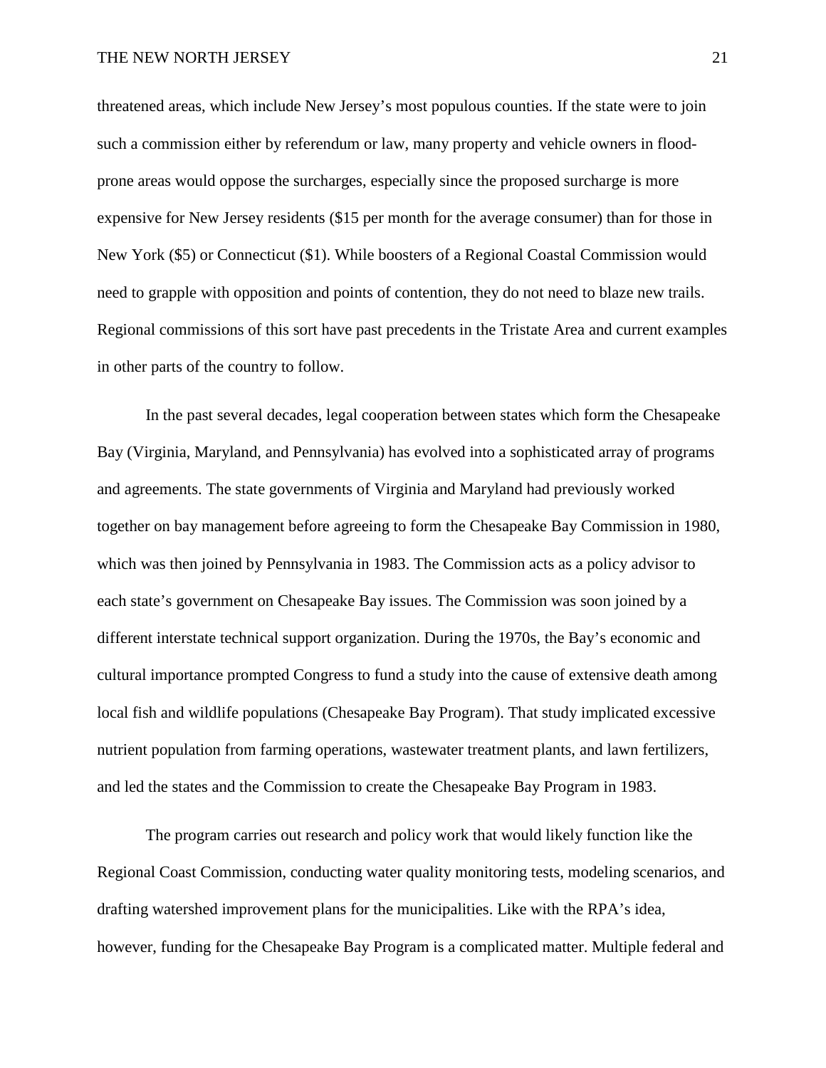threatened areas, which include New Jersey's most populous counties. If the state were to join such a commission either by referendum or law, many property and vehicle owners in flood-prone areas would oppose the surcharges, especially since the proposed surcharge is more expensive for New Jersey residents ($15 per month for the average consumer) than for those in New York ($5) or Connecticut ($1). While boosters of a Regional Coastal Commission would need to grapple with opposition and points of contention, they do not need to blaze new trails. Regional commissions of this sort have past precedents in the Tristate Area and current examples in other parts of the country to follow.

In the past several decades, legal cooperation between states which form the Chesapeake Bay (Virginia, Maryland, and Pennsylvania) has evolved into a sophisticated array of programs and agreements. The state governments of Virginia and Maryland had previously worked together on bay management before agreeing to form the Chesapeake Bay Commission in 1980, which was then joined by Pennsylvania in 1983. The Commission acts as a policy advisor to each state's government on Chesapeake Bay issues. The Commission was soon joined by a different interstate technical support organization. During the 1970s, the Bay's economic and cultural importance prompted Congress to fund a study into the cause of extensive death among local fish and wildlife populations (Chesapeake Bay Program). That study implicated excessive nutrient population from farming operations, wastewater treatment plants, and lawn fertilizers, and led the states and the Commission to create the Chesapeake Bay Program in 1983.

The program carries out research and policy work that would likely function like the Regional Coast Commission, conducting water quality monitoring tests, modeling scenarios, and drafting watershed improvement plans for the municipalities. Like with the RPA's idea, however, funding for the Chesapeake Bay Program is a complicated matter. Multiple federal and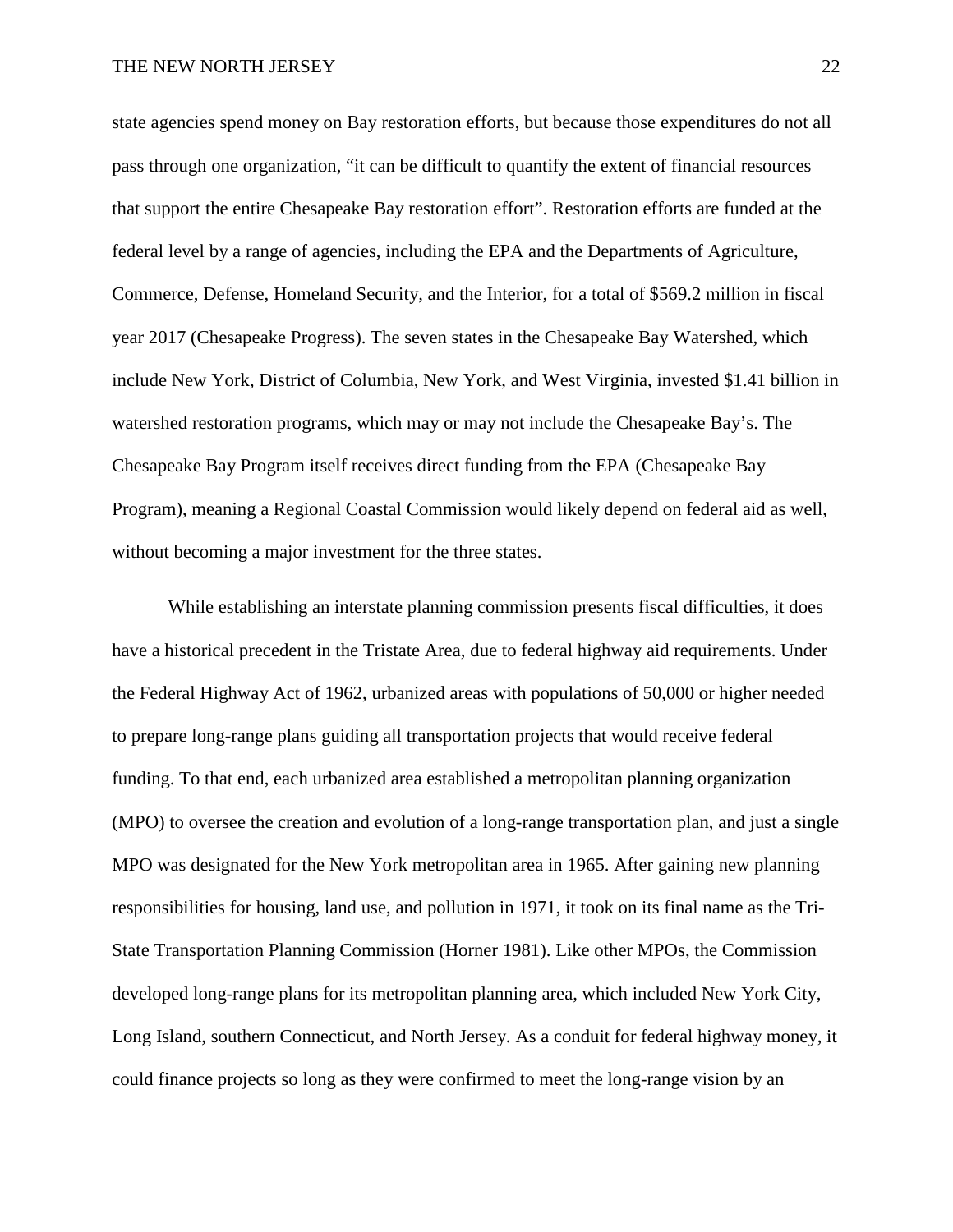state agencies spend money on Bay restoration efforts, but because those expenditures do not all pass through one organization, "it can be difficult to quantify the extent of financial resources that support the entire Chesapeake Bay restoration effort". Restoration efforts are funded at the federal level by a range of agencies, including the EPA and the Departments of Agriculture, Commerce, Defense, Homeland Security, and the Interior, for a total of $569.2 million in fiscal year 2017 (Chesapeake Progress). The seven states in the Chesapeake Bay Watershed, which include New York, District of Columbia, New York, and West Virginia, invested $1.41 billion in watershed restoration programs, which may or may not include the Chesapeake Bay's. The Chesapeake Bay Program itself receives direct funding from the EPA (Chesapeake Bay Program), meaning a Regional Coastal Commission would likely depend on federal aid as well, without becoming a major investment for the three states.

While establishing an interstate planning commission presents fiscal difficulties, it does have a historical precedent in the Tristate Area, due to federal highway aid requirements. Under the Federal Highway Act of 1962, urbanized areas with populations of 50,000 or higher needed to prepare long-range plans guiding all transportation projects that would receive federal funding. To that end, each urbanized area established a metropolitan planning organization (MPO) to oversee the creation and evolution of a long-range transportation plan, and just a single MPO was designated for the New York metropolitan area in 1965. After gaining new planning responsibilities for housing, land use, and pollution in 1971, it took on its final name as the Tri-State Transportation Planning Commission (Horner 1981). Like other MPOs, the Commission developed long-range plans for its metropolitan planning area, which included New York City, Long Island, southern Connecticut, and North Jersey. As a conduit for federal highway money, it could finance projects so long as they were confirmed to meet the long-range vision by an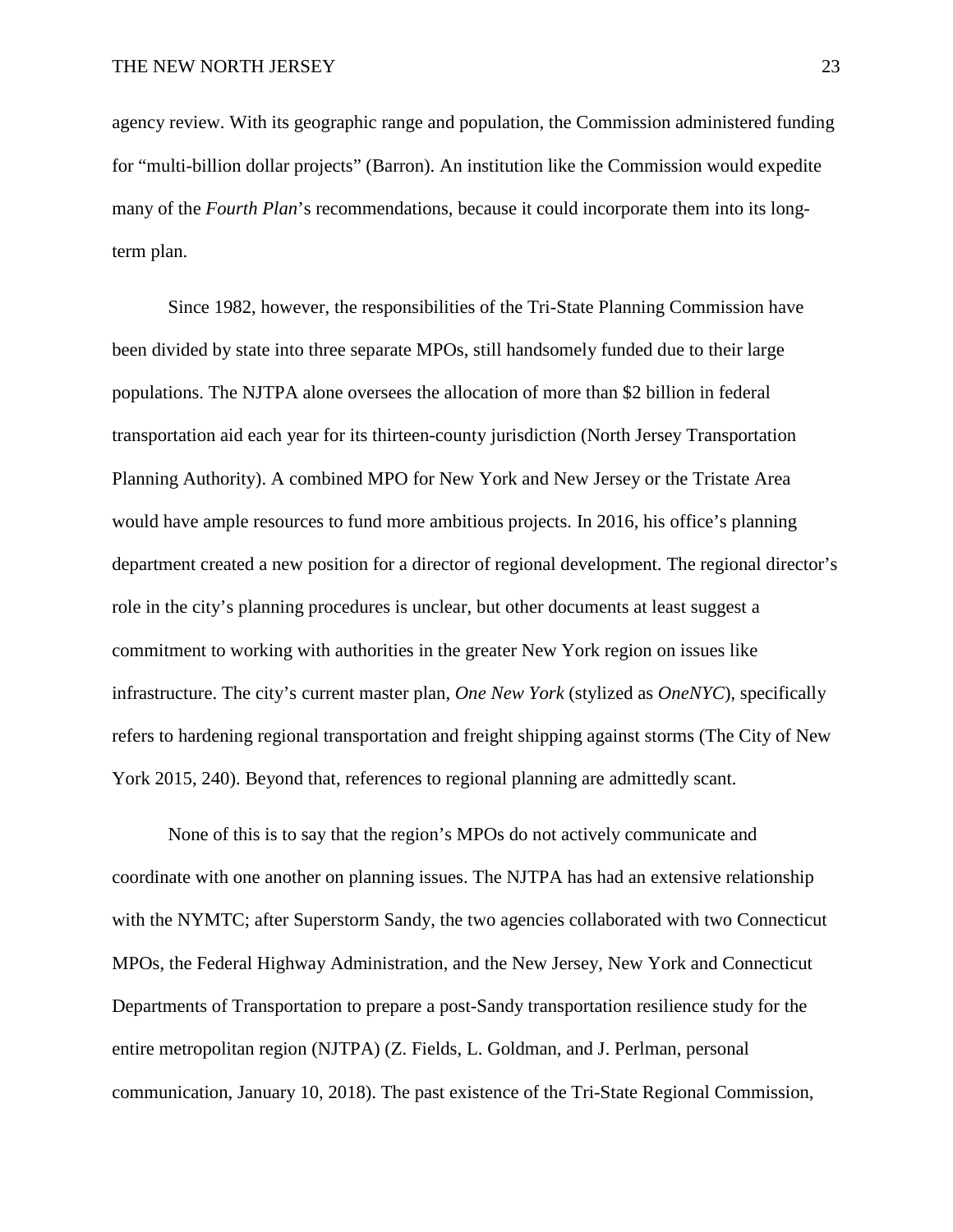agency review. With its geographic range and population, the Commission administered funding for "multi-billion dollar projects" (Barron). An institution like the Commission would expedite many of the *Fourth Plan*'s recommendations, because it could incorporate them into its long-term plan.

Since 1982, however, the responsibilities of the Tri-State Planning Commission have been divided by state into three separate MPOs, still handsomely funded due to their large populations. The NJTPA alone oversees the allocation of more than $2 billion in federal transportation aid each year for its thirteen-county jurisdiction (North Jersey Transportation Planning Authority). A combined MPO for New York and New Jersey or the Tristate Area would have ample resources to fund more ambitious projects. In 2016, his office's planning department created a new position for a director of regional development. The regional director's role in the city's planning procedures is unclear, but other documents at least suggest a commitment to working with authorities in the greater New York region on issues like infrastructure. The city's current master plan, *One New York* (stylized as *OneNYC*), specifically refers to hardening regional transportation and freight shipping against storms (The City of New York 2015, 240). Beyond that, references to regional planning are admittedly scant.

None of this is to say that the region's MPOs do not actively communicate and coordinate with one another on planning issues. The NJTPA has had an extensive relationship with the NYMTC; after Superstorm Sandy, the two agencies collaborated with two Connecticut MPOs, the Federal Highway Administration, and the New Jersey, New York and Connecticut Departments of Transportation to prepare a post-Sandy transportation resilience study for the entire metropolitan region (NJTPA) (Z. Fields, L. Goldman, and J. Perlman, personal communication, January 10, 2018). The past existence of the Tri-State Regional Commission,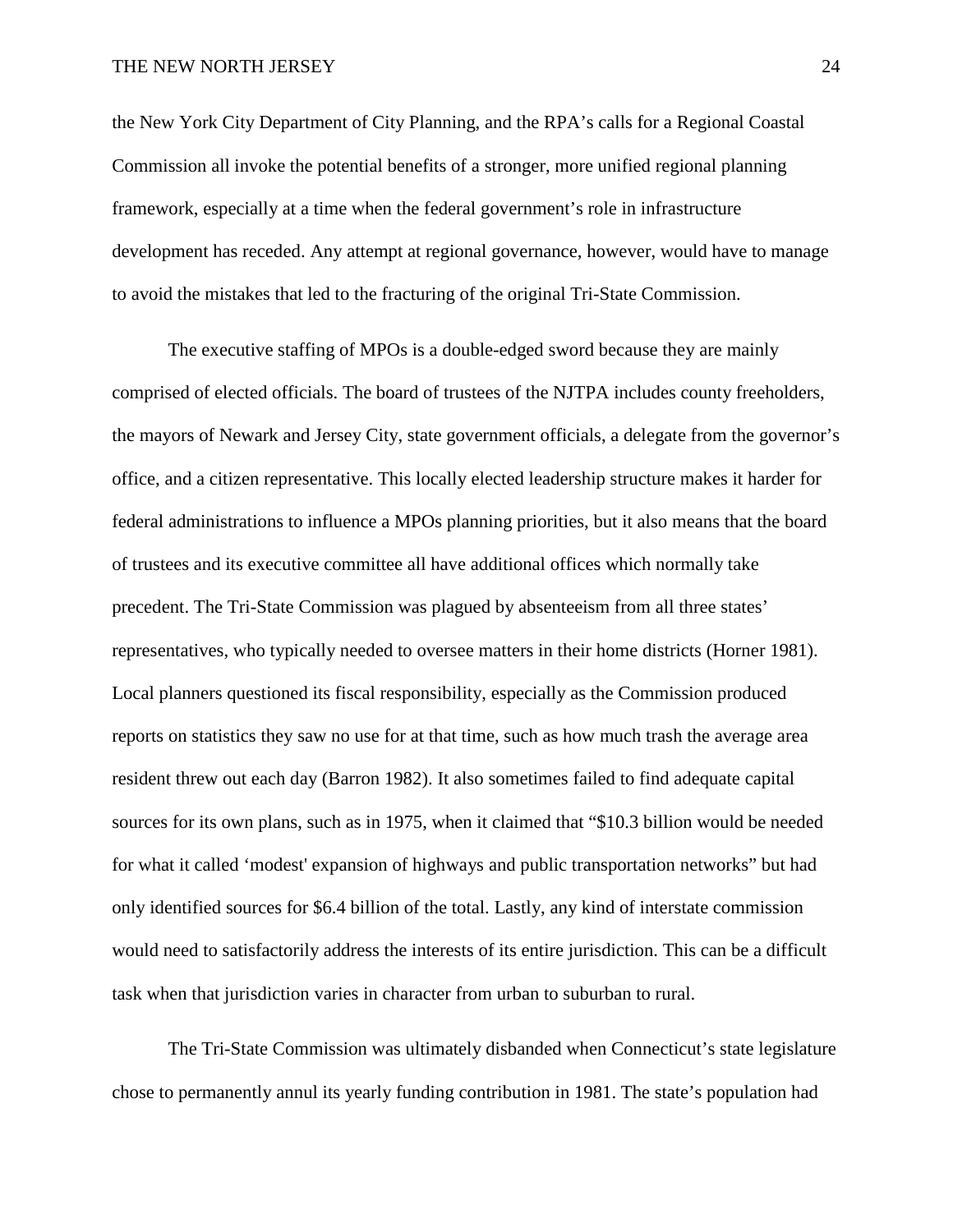the New York City Department of City Planning, and the RPA's calls for a Regional Coastal Commission all invoke the potential benefits of a stronger, more unified regional planning framework, especially at a time when the federal government's role in infrastructure development has receded. Any attempt at regional governance, however, would have to manage to avoid the mistakes that led to the fracturing of the original Tri-State Commission.

The executive staffing of MPOs is a double-edged sword because they are mainly comprised of elected officials. The board of trustees of the NJTPA includes county freeholders, the mayors of Newark and Jersey City, state government officials, a delegate from the governor's office, and a citizen representative. This locally elected leadership structure makes it harder for federal administrations to influence a MPOs planning priorities, but it also means that the board of trustees and its executive committee all have additional offices which normally take precedent. The Tri-State Commission was plagued by absenteeism from all three states' representatives, who typically needed to oversee matters in their home districts (Horner 1981). Local planners questioned its fiscal responsibility, especially as the Commission produced reports on statistics they saw no use for at that time, such as how much trash the average area resident threw out each day (Barron 1982). It also sometimes failed to find adequate capital sources for its own plans, such as in 1975, when it claimed that "$10.3 billion would be needed for what it called 'modest' expansion of highways and public transportation networks" but had only identified sources for $6.4 billion of the total. Lastly, any kind of interstate commission would need to satisfactorily address the interests of its entire jurisdiction. This can be a difficult task when that jurisdiction varies in character from urban to suburban to rural.

The Tri-State Commission was ultimately disbanded when Connecticut's state legislature chose to permanently annul its yearly funding contribution in 1981. The state's population had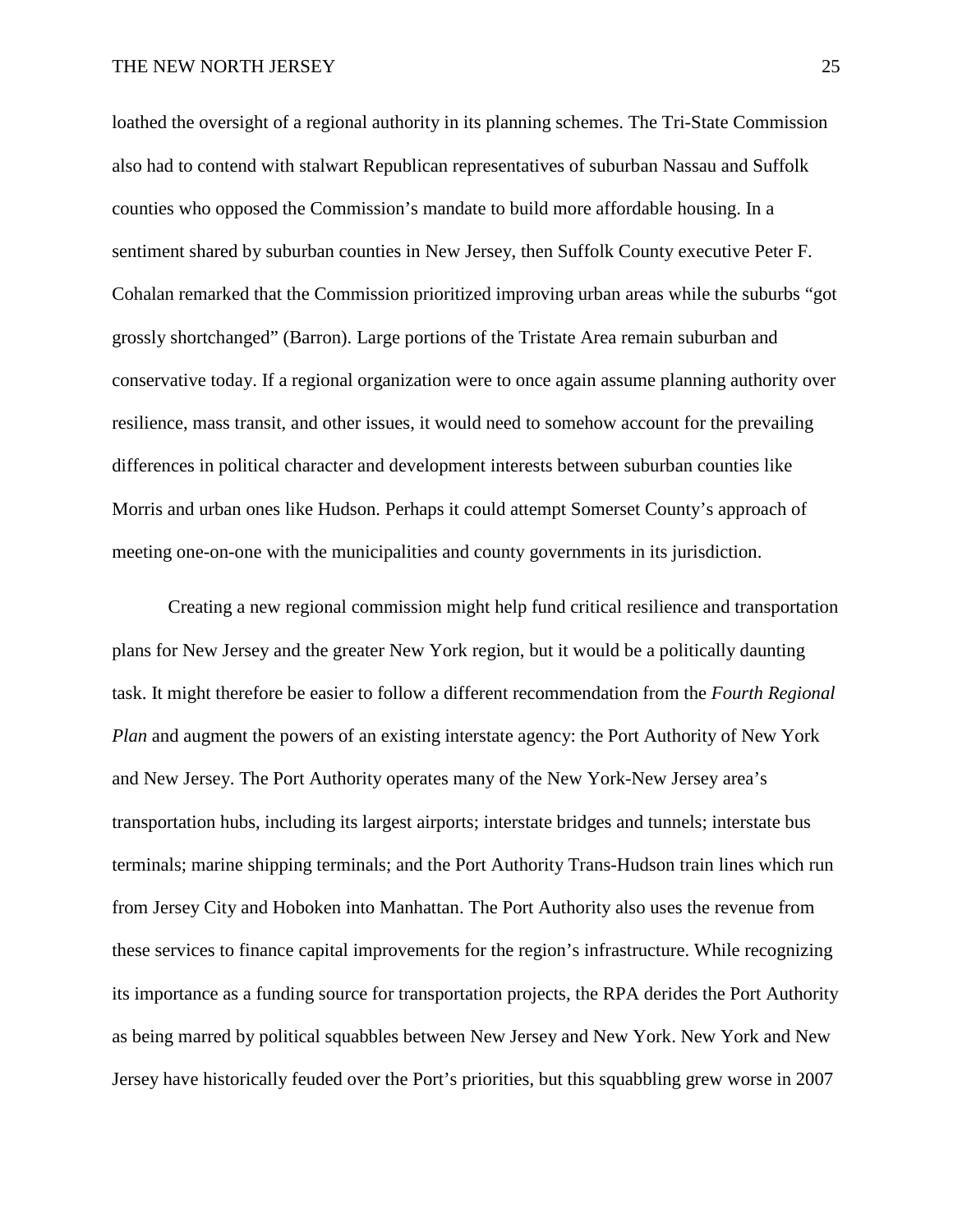loathed the oversight of a regional authority in its planning schemes. The Tri-State Commission also had to contend with stalwart Republican representatives of suburban Nassau and Suffolk counties who opposed the Commission's mandate to build more affordable housing. In a sentiment shared by suburban counties in New Jersey, then Suffolk County executive Peter F. Cohalan remarked that the Commission prioritized improving urban areas while the suburbs "got grossly shortchanged" (Barron). Large portions of the Tristate Area remain suburban and conservative today. If a regional organization were to once again assume planning authority over resilience, mass transit, and other issues, it would need to somehow account for the prevailing differences in political character and development interests between suburban counties like Morris and urban ones like Hudson. Perhaps it could attempt Somerset County's approach of meeting one-on-one with the municipalities and county governments in its jurisdiction.

Creating a new regional commission might help fund critical resilience and transportation plans for New Jersey and the greater New York region, but it would be a politically daunting task. It might therefore be easier to follow a different recommendation from the *Fourth Regional Plan* and augment the powers of an existing interstate agency: the Port Authority of New York and New Jersey. The Port Authority operates many of the New York-New Jersey area's transportation hubs, including its largest airports; interstate bridges and tunnels; interstate bus terminals; marine shipping terminals; and the Port Authority Trans-Hudson train lines which run from Jersey City and Hoboken into Manhattan. The Port Authority also uses the revenue from these services to finance capital improvements for the region's infrastructure. While recognizing its importance as a funding source for transportation projects, the RPA derides the Port Authority as being marred by political squabbles between New Jersey and New York. New York and New Jersey have historically feuded over the Port's priorities, but this squabbling grew worse in 2007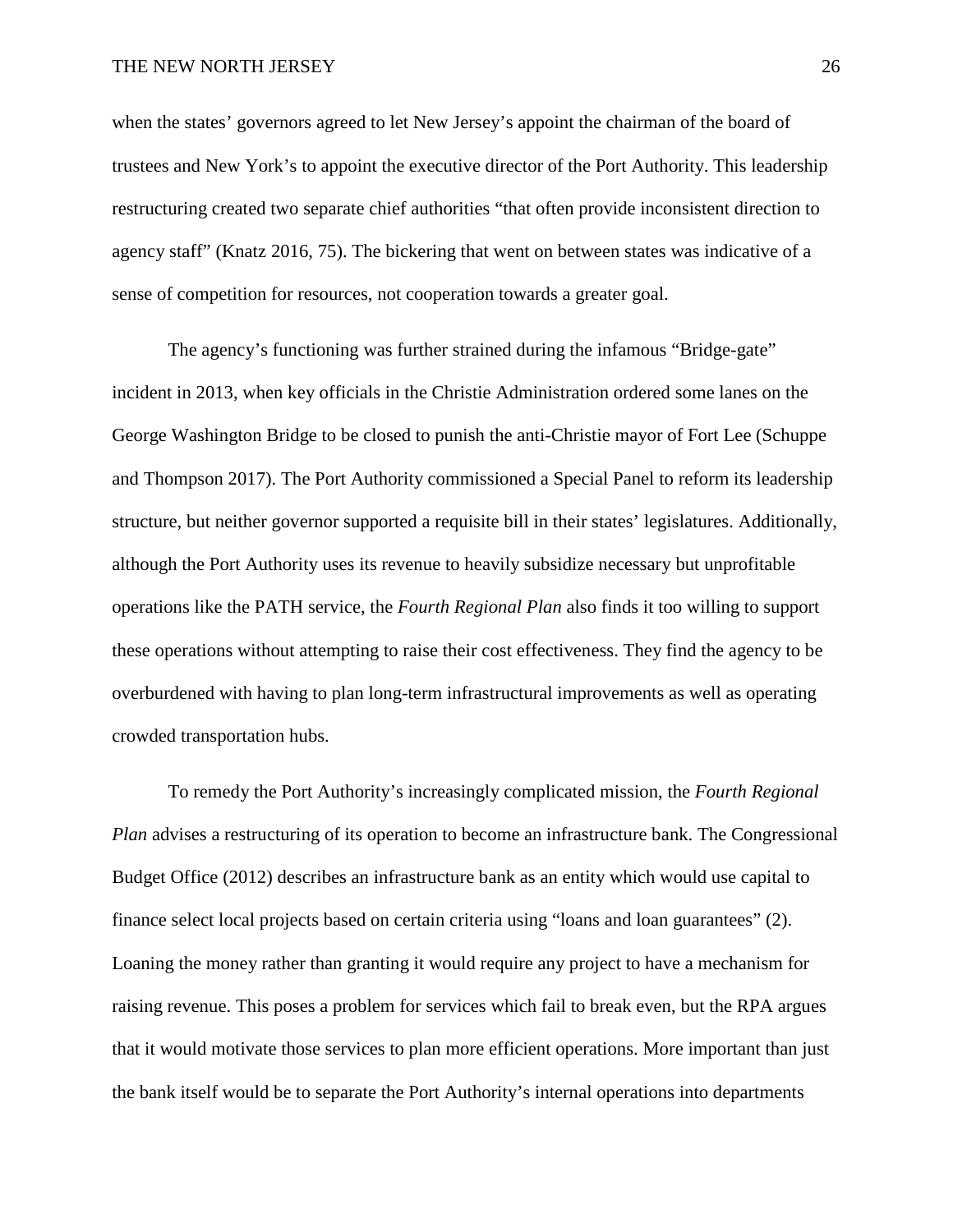when the states' governors agreed to let New Jersey's appoint the chairman of the board of trustees and New York's to appoint the executive director of the Port Authority. This leadership restructuring created two separate chief authorities "that often provide inconsistent direction to agency staff" (Knatz 2016, 75). The bickering that went on between states was indicative of a sense of competition for resources, not cooperation towards a greater goal.

The agency's functioning was further strained during the infamous "Bridge-gate" incident in 2013, when key officials in the Christie Administration ordered some lanes on the George Washington Bridge to be closed to punish the anti-Christie mayor of Fort Lee (Schuppe and Thompson 2017). The Port Authority commissioned a Special Panel to reform its leadership structure, but neither governor supported a requisite bill in their states' legislatures. Additionally, although the Port Authority uses its revenue to heavily subsidize necessary but unprofitable operations like the PATH service, the *Fourth Regional Plan* also finds it too willing to support these operations without attempting to raise their cost effectiveness. They find the agency to be overburdened with having to plan long-term infrastructural improvements as well as operating crowded transportation hubs.

To remedy the Port Authority's increasingly complicated mission, the *Fourth Regional Plan* advises a restructuring of its operation to become an infrastructure bank. The Congressional Budget Office (2012) describes an infrastructure bank as an entity which would use capital to finance select local projects based on certain criteria using "loans and loan guarantees" (2). Loaning the money rather than granting it would require any project to have a mechanism for raising revenue. This poses a problem for services which fail to break even, but the RPA argues that it would motivate those services to plan more efficient operations. More important than just the bank itself would be to separate the Port Authority's internal operations into departments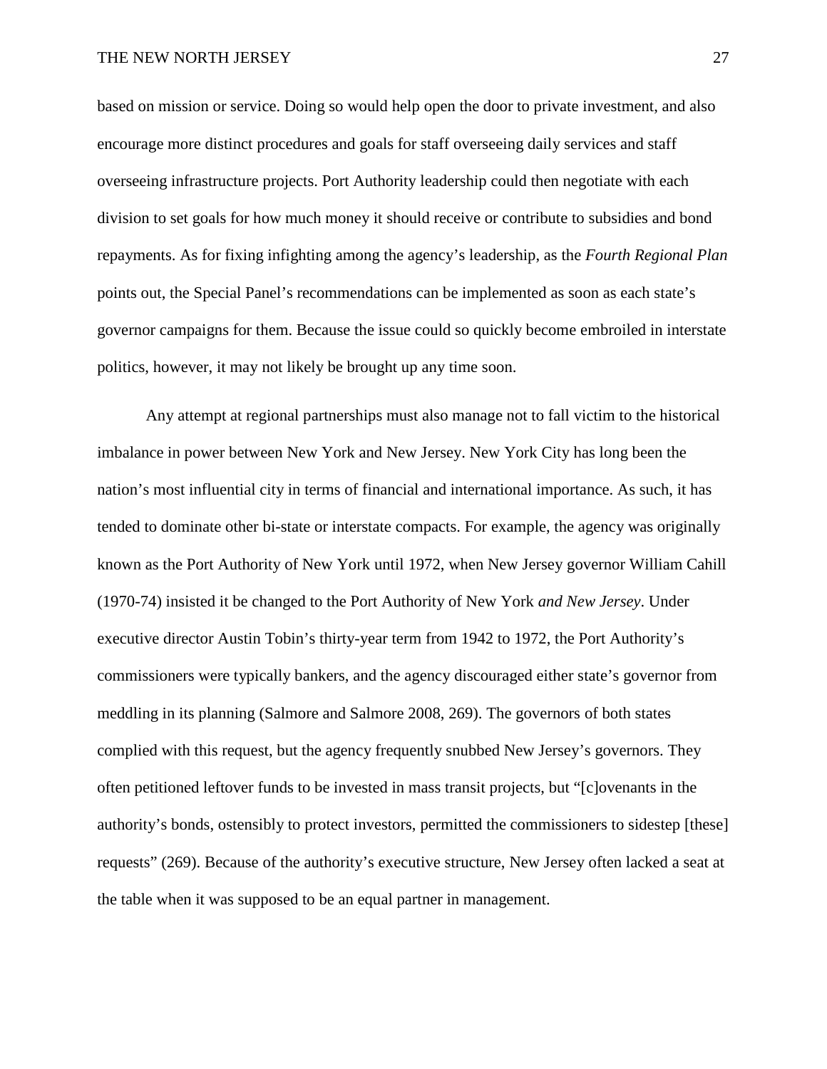based on mission or service. Doing so would help open the door to private investment, and also encourage more distinct procedures and goals for staff overseeing daily services and staff overseeing infrastructure projects. Port Authority leadership could then negotiate with each division to set goals for how much money it should receive or contribute to subsidies and bond repayments. As for fixing infighting among the agency's leadership, as the *Fourth Regional Plan* points out, the Special Panel's recommendations can be implemented as soon as each state's governor campaigns for them. Because the issue could so quickly become embroiled in interstate politics, however, it may not likely be brought up any time soon.

Any attempt at regional partnerships must also manage not to fall victim to the historical imbalance in power between New York and New Jersey. New York City has long been the nation's most influential city in terms of financial and international importance. As such, it has tended to dominate other bi-state or interstate compacts. For example, the agency was originally known as the Port Authority of New York until 1972, when New Jersey governor William Cahill (1970-74) insisted it be changed to the Port Authority of New York *and New Jersey*. Under executive director Austin Tobin's thirty-year term from 1942 to 1972, the Port Authority's commissioners were typically bankers, and the agency discouraged either state's governor from meddling in its planning (Salmore and Salmore 2008, 269). The governors of both states complied with this request, but the agency frequently snubbed New Jersey's governors. They often petitioned leftover funds to be invested in mass transit projects, but "[c]ovenants in the authority's bonds, ostensibly to protect investors, permitted the commissioners to sidestep [these] requests" (269). Because of the authority's executive structure, New Jersey often lacked a seat at the table when it was supposed to be an equal partner in management.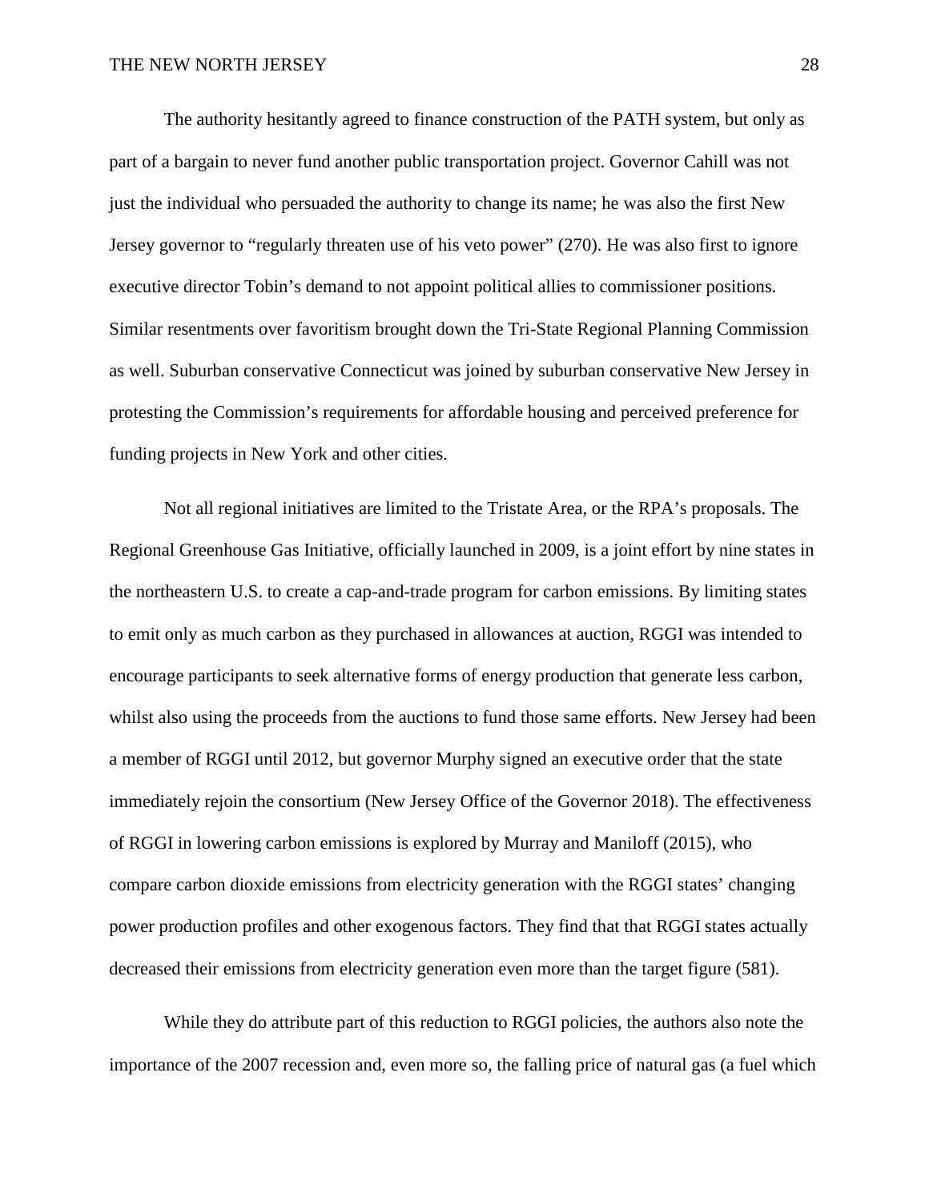The authority hesitantly agreed to finance construction of the PATH system, but only as part of a bargain to never fund another public transportation project. Governor Cahill was not just the individual who persuaded the authority to change its name; he was also the first New Jersey governor to "regularly threaten use of his veto power" (270). He was also first to ignore executive director Tobin's demand to not appoint political allies to commissioner positions. Similar resentments over favoritism brought down the Tri-State Regional Planning Commission as well. Suburban conservative Connecticut was joined by suburban conservative New Jersey in protesting the Commission's requirements for affordable housing and perceived preference for funding projects in New York and other cities.

Not all regional initiatives are limited to the Tristate Area, or the RPA's proposals. The Regional Greenhouse Gas Initiative, officially launched in 2009, is a joint effort by nine states in the northeastern U.S. to create a cap-and-trade program for carbon emissions. By limiting states to emit only as much carbon as they purchased in allowances at auction, RGGI was intended to encourage participants to seek alternative forms of energy production that generate less carbon, whilst also using the proceeds from the auctions to fund those same efforts. New Jersey had been a member of RGGI until 2012, but governor Murphy signed an executive order that the state immediately rejoin the consortium (New Jersey Office of the Governor 2018). The effectiveness of RGGI in lowering carbon emissions is explored by Murray and Maniloff (2015), who compare carbon dioxide emissions from electricity generation with the RGGI states' changing power production profiles and other exogenous factors. They find that that RGGI states actually decreased their emissions from electricity generation even more than the target figure (581).

While they do attribute part of this reduction to RGGI policies, the authors also note the importance of the 2007 recession and, even more so, the falling price of natural gas (a fuel which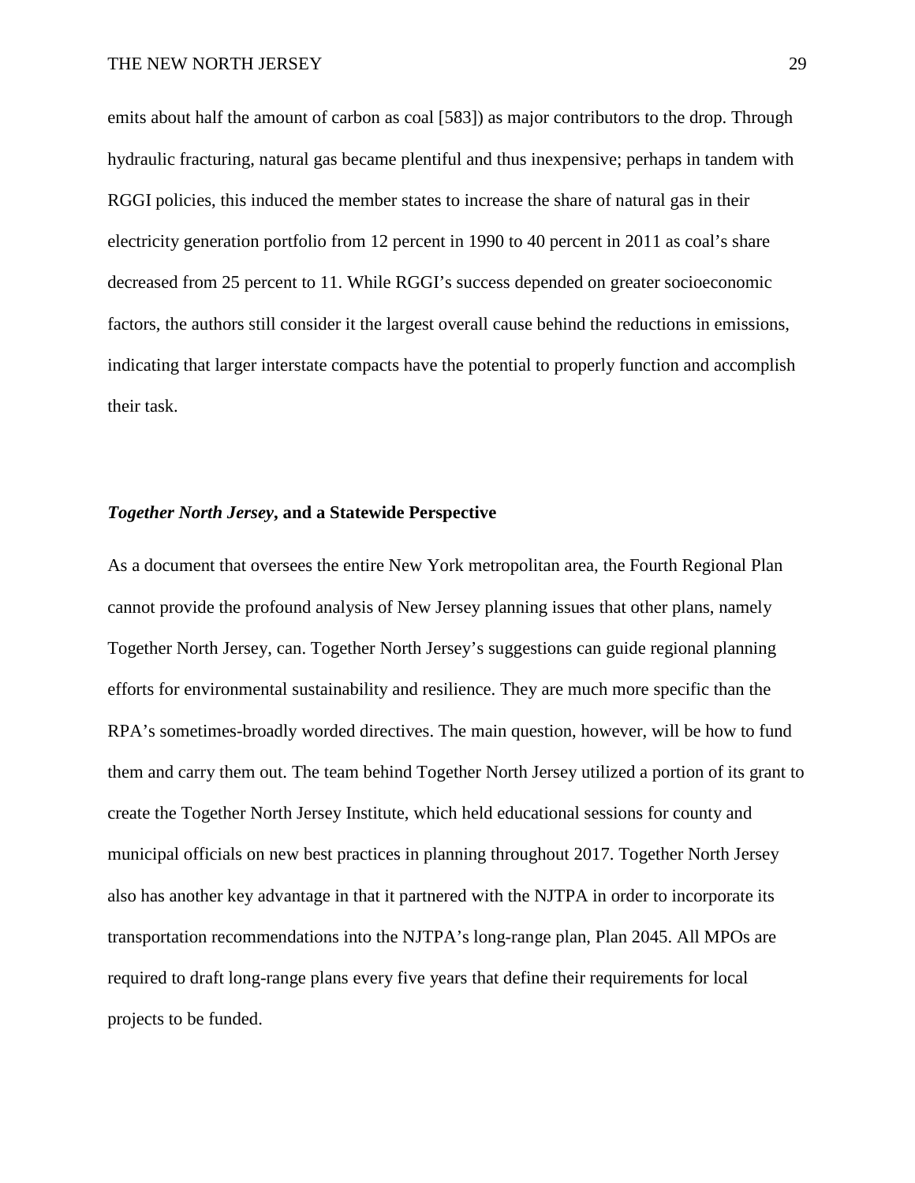emits about half the amount of carbon as coal [583]) as major contributors to the drop. Through hydraulic fracturing, natural gas became plentiful and thus inexpensive; perhaps in tandem with RGGI policies, this induced the member states to increase the share of natural gas in their electricity generation portfolio from 12 percent in 1990 to 40 percent in 2011 as coal's share decreased from 25 percent to 11. While RGGI's success depended on greater socioeconomic factors, the authors still consider it the largest overall cause behind the reductions in emissions, indicating that larger interstate compacts have the potential to properly function and accomplish their task.

### *Together North Jersey*, and a Statewide Perspective

As a document that oversees the entire New York metropolitan area, the Fourth Regional Plan cannot provide the profound analysis of New Jersey planning issues that other plans, namely Together North Jersey, can. Together North Jersey's suggestions can guide regional planning efforts for environmental sustainability and resilience. They are much more specific than the RPA's sometimes-broadly worded directives. The main question, however, will be how to fund them and carry them out. The team behind Together North Jersey utilized a portion of its grant to create the Together North Jersey Institute, which held educational sessions for county and municipal officials on new best practices in planning throughout 2017. Together North Jersey also has another key advantage in that it partnered with the NJTPA in order to incorporate its transportation recommendations into the NJTPA's long-range plan, Plan 2045. All MPOs are required to draft long-range plans every five years that define their requirements for local projects to be funded.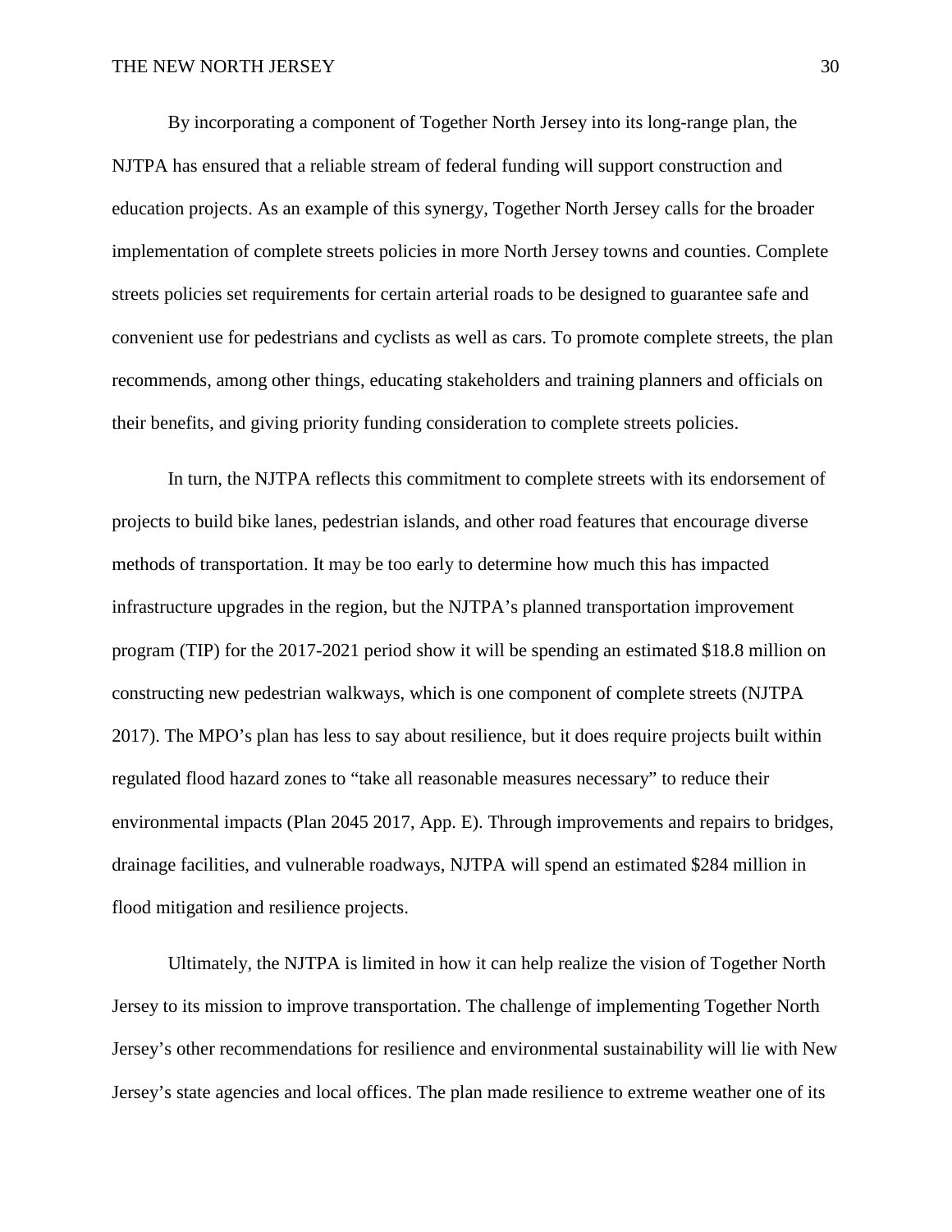By incorporating a component of Together North Jersey into its long-range plan, the NJTPA has ensured that a reliable stream of federal funding will support construction and education projects. As an example of this synergy, Together North Jersey calls for the broader implementation of complete streets policies in more North Jersey towns and counties. Complete streets policies set requirements for certain arterial roads to be designed to guarantee safe and convenient use for pedestrians and cyclists as well as cars. To promote complete streets, the plan recommends, among other things, educating stakeholders and training planners and officials on their benefits, and giving priority funding consideration to complete streets policies.

In turn, the NJTPA reflects this commitment to complete streets with its endorsement of projects to build bike lanes, pedestrian islands, and other road features that encourage diverse methods of transportation. It may be too early to determine how much this has impacted infrastructure upgrades in the region, but the NJTPA's planned transportation improvement program (TIP) for the 2017-2021 period show it will be spending an estimated $18.8 million on constructing new pedestrian walkways, which is one component of complete streets (NJTPA 2017). The MPO's plan has less to say about resilience, but it does require projects built within regulated flood hazard zones to "take all reasonable measures necessary" to reduce their environmental impacts (Plan 2045 2017, App. E). Through improvements and repairs to bridges, drainage facilities, and vulnerable roadways, NJTPA will spend an estimated $284 million in flood mitigation and resilience projects.

Ultimately, the NJTPA is limited in how it can help realize the vision of Together North Jersey to its mission to improve transportation. The challenge of implementing Together North Jersey's other recommendations for resilience and environmental sustainability will lie with New Jersey's state agencies and local offices. The plan made resilience to extreme weather one of its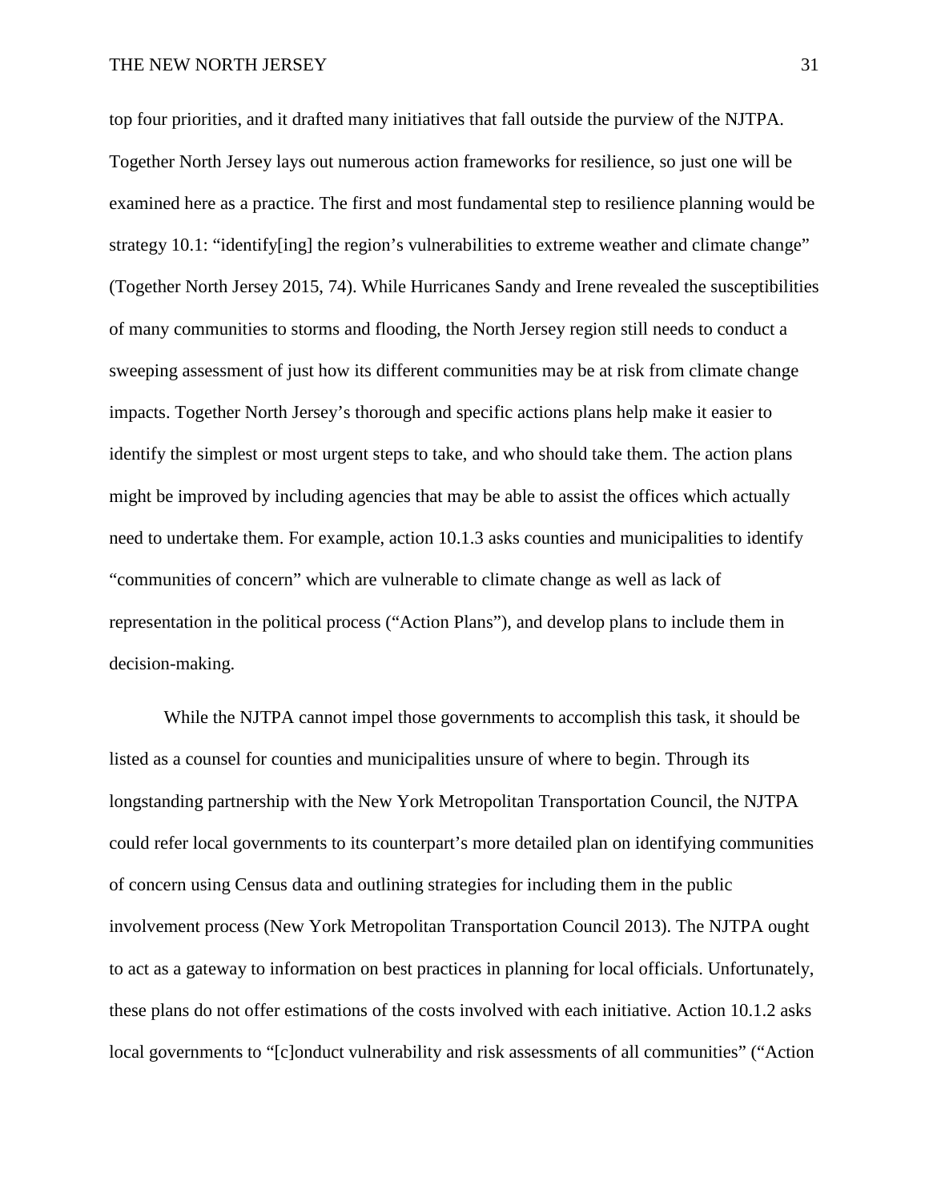top four priorities, and it drafted many initiatives that fall outside the purview of the NJTPA. Together North Jersey lays out numerous action frameworks for resilience, so just one will be examined here as a practice. The first and most fundamental step to resilience planning would be strategy 10.1: "identify[ing] the region's vulnerabilities to extreme weather and climate change" (Together North Jersey 2015, 74). While Hurricanes Sandy and Irene revealed the susceptibilities of many communities to storms and flooding, the North Jersey region still needs to conduct a sweeping assessment of just how its different communities may be at risk from climate change impacts. Together North Jersey's thorough and specific actions plans help make it easier to identify the simplest or most urgent steps to take, and who should take them. The action plans might be improved by including agencies that may be able to assist the offices which actually need to undertake them. For example, action 10.1.3 asks counties and municipalities to identify "communities of concern" which are vulnerable to climate change as well as lack of representation in the political process ("Action Plans"), and develop plans to include them in decision-making.

While the NJTPA cannot impel those governments to accomplish this task, it should be listed as a counsel for counties and municipalities unsure of where to begin. Through its longstanding partnership with the New York Metropolitan Transportation Council, the NJTPA could refer local governments to its counterpart's more detailed plan on identifying communities of concern using Census data and outlining strategies for including them in the public involvement process (New York Metropolitan Transportation Council 2013). The NJTPA ought to act as a gateway to information on best practices in planning for local officials. Unfortunately, these plans do not offer estimations of the costs involved with each initiative. Action 10.1.2 asks local governments to "[c]onduct vulnerability and risk assessments of all communities" ("Action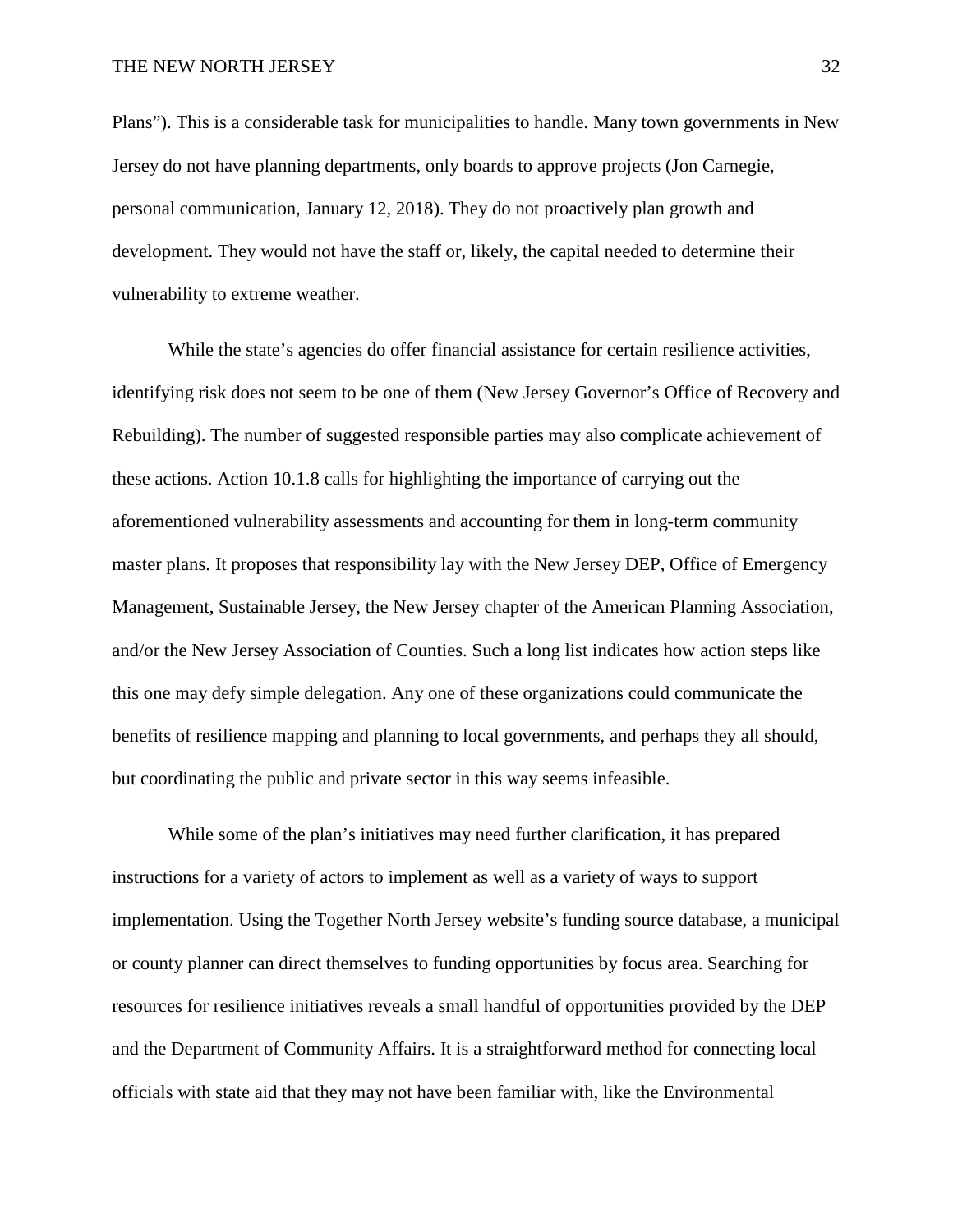Plans"). This is a considerable task for municipalities to handle. Many town governments in New Jersey do not have planning departments, only boards to approve projects (Jon Carnegie, personal communication, January 12, 2018). They do not proactively plan growth and development. They would not have the staff or, likely, the capital needed to determine their vulnerability to extreme weather.

While the state's agencies do offer financial assistance for certain resilience activities, identifying risk does not seem to be one of them (New Jersey Governor's Office of Recovery and Rebuilding). The number of suggested responsible parties may also complicate achievement of these actions. Action 10.1.8 calls for highlighting the importance of carrying out the aforementioned vulnerability assessments and accounting for them in long-term community master plans. It proposes that responsibility lay with the New Jersey DEP, Office of Emergency Management, Sustainable Jersey, the New Jersey chapter of the American Planning Association, and/or the New Jersey Association of Counties. Such a long list indicates how action steps like this one may defy simple delegation. Any one of these organizations could communicate the benefits of resilience mapping and planning to local governments, and perhaps they all should, but coordinating the public and private sector in this way seems infeasible.

While some of the plan's initiatives may need further clarification, it has prepared instructions for a variety of actors to implement as well as a variety of ways to support implementation. Using the Together North Jersey website's funding source database, a municipal or county planner can direct themselves to funding opportunities by focus area. Searching for resources for resilience initiatives reveals a small handful of opportunities provided by the DEP and the Department of Community Affairs. It is a straightforward method for connecting local officials with state aid that they may not have been familiar with, like the Environmental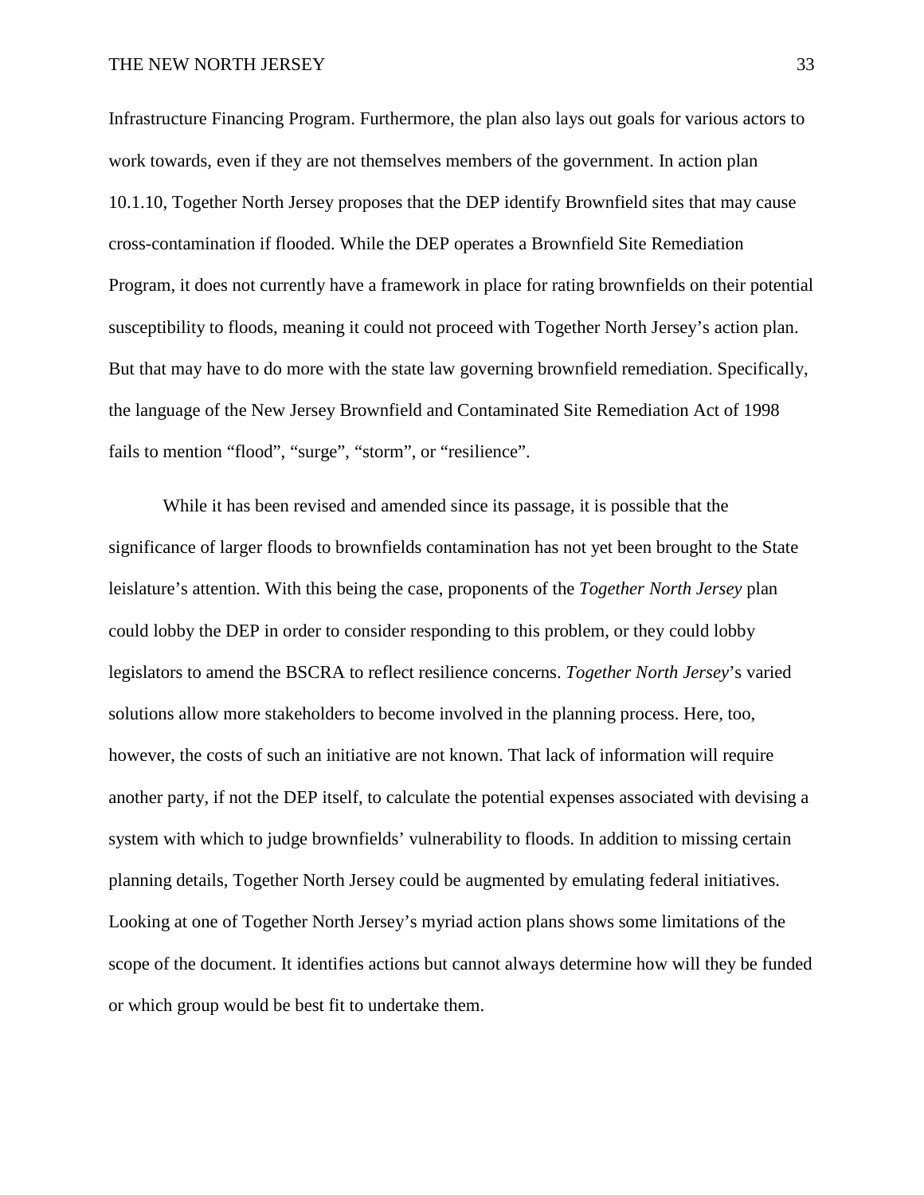Infrastructure Financing Program. Furthermore, the plan also lays out goals for various actors to work towards, even if they are not themselves members of the government. In action plan 10.1.10, Together North Jersey proposes that the DEP identify Brownfield sites that may cause cross-contamination if flooded. While the DEP operates a Brownfield Site Remediation Program, it does not currently have a framework in place for rating brownfields on their potential susceptibility to floods, meaning it could not proceed with Together North Jersey's action plan. But that may have to do more with the state law governing brownfield remediation. Specifically, the language of the New Jersey Brownfield and Contaminated Site Remediation Act of 1998 fails to mention "flood", "surge", "storm", or "resilience".

While it has been revised and amended since its passage, it is possible that the significance of larger floods to brownfields contamination has not yet been brought to the State leislature's attention. With this being the case, proponents of the *Together North Jersey* plan could lobby the DEP in order to consider responding to this problem, or they could lobby legislators to amend the BSCRA to reflect resilience concerns. *Together North Jersey*'s varied solutions allow more stakeholders to become involved in the planning process. Here, too, however, the costs of such an initiative are not known. That lack of information will require another party, if not the DEP itself, to calculate the potential expenses associated with devising a system with which to judge brownfields' vulnerability to floods. In addition to missing certain planning details, Together North Jersey could be augmented by emulating federal initiatives. Looking at one of Together North Jersey's myriad action plans shows some limitations of the scope of the document. It identifies actions but cannot always determine how will they be funded or which group would be best fit to undertake them.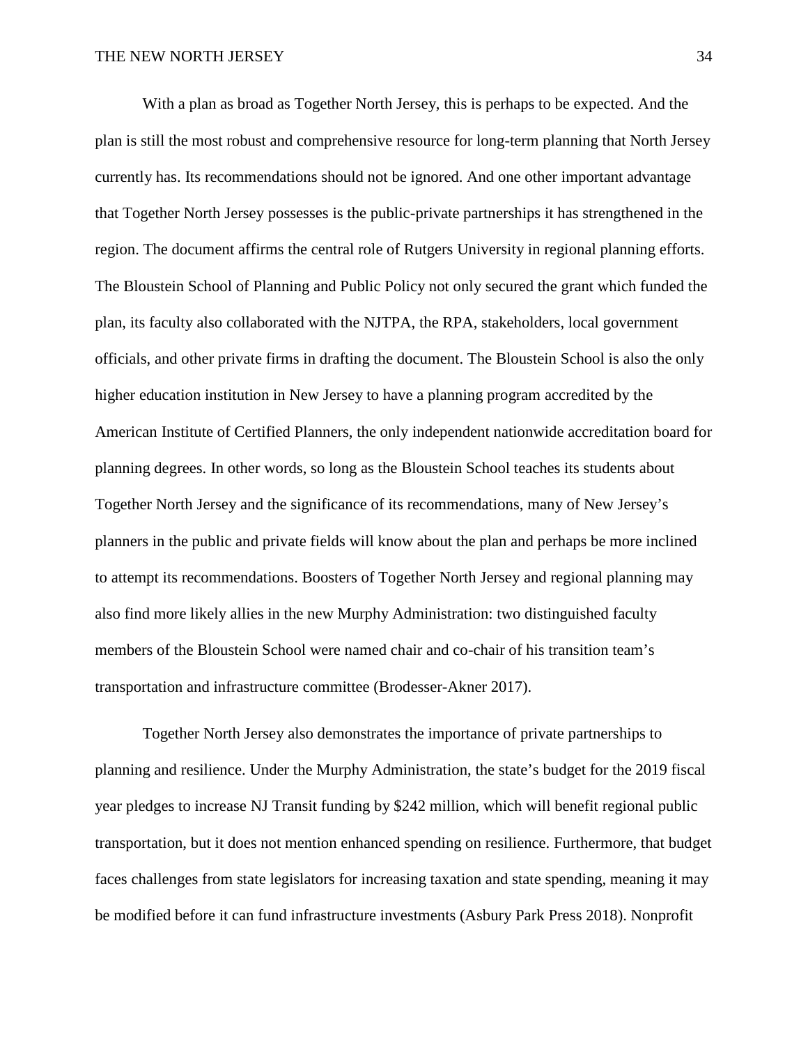With a plan as broad as Together North Jersey, this is perhaps to be expected. And the plan is still the most robust and comprehensive resource for long-term planning that North Jersey currently has. Its recommendations should not be ignored. And one other important advantage that Together North Jersey possesses is the public-private partnerships it has strengthened in the region. The document affirms the central role of Rutgers University in regional planning efforts. The Bloustein School of Planning and Public Policy not only secured the grant which funded the plan, its faculty also collaborated with the NJTPA, the RPA, stakeholders, local government officials, and other private firms in drafting the document. The Bloustein School is also the only higher education institution in New Jersey to have a planning program accredited by the American Institute of Certified Planners, the only independent nationwide accreditation board for planning degrees. In other words, so long as the Bloustein School teaches its students about Together North Jersey and the significance of its recommendations, many of New Jersey's planners in the public and private fields will know about the plan and perhaps be more inclined to attempt its recommendations. Boosters of Together North Jersey and regional planning may also find more likely allies in the new Murphy Administration: two distinguished faculty members of the Bloustein School were named chair and co-chair of his transition team's transportation and infrastructure committee (Brodesser-Akner 2017).

Together North Jersey also demonstrates the importance of private partnerships to planning and resilience. Under the Murphy Administration, the state's budget for the 2019 fiscal year pledges to increase NJ Transit funding by $242 million, which will benefit regional public transportation, but it does not mention enhanced spending on resilience. Furthermore, that budget faces challenges from state legislators for increasing taxation and state spending, meaning it may be modified before it can fund infrastructure investments (Asbury Park Press 2018). Nonprofit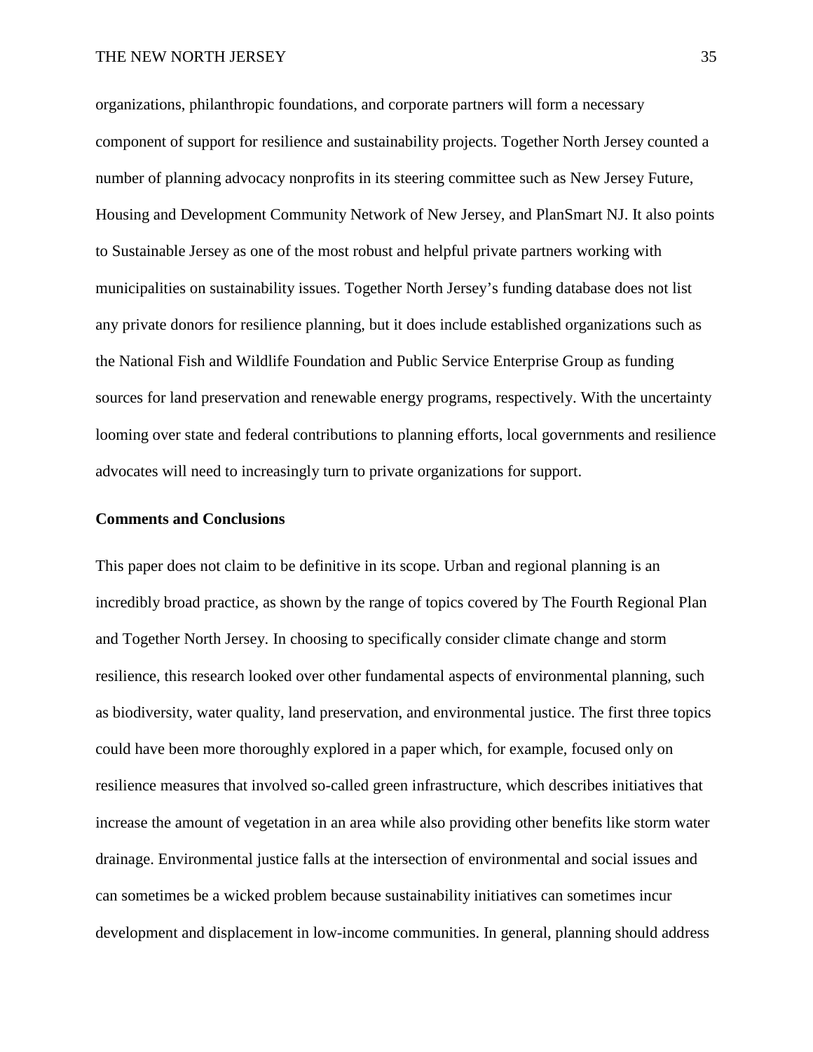organizations, philanthropic foundations, and corporate partners will form a necessary component of support for resilience and sustainability projects. Together North Jersey counted a number of planning advocacy nonprofits in its steering committee such as New Jersey Future, Housing and Development Community Network of New Jersey, and PlanSmart NJ. It also points to Sustainable Jersey as one of the most robust and helpful private partners working with municipalities on sustainability issues. Together North Jersey's funding database does not list any private donors for resilience planning, but it does include established organizations such as the National Fish and Wildlife Foundation and Public Service Enterprise Group as funding sources for land preservation and renewable energy programs, respectively. With the uncertainty looming over state and federal contributions to planning efforts, local governments and resilience advocates will need to increasingly turn to private organizations for support.

## Comments and Conclusions

This paper does not claim to be definitive in its scope. Urban and regional planning is an incredibly broad practice, as shown by the range of topics covered by The Fourth Regional Plan and Together North Jersey. In choosing to specifically consider climate change and storm resilience, this research looked over other fundamental aspects of environmental planning, such as biodiversity, water quality, land preservation, and environmental justice. The first three topics could have been more thoroughly explored in a paper which, for example, focused only on resilience measures that involved so-called green infrastructure, which describes initiatives that increase the amount of vegetation in an area while also providing other benefits like storm water drainage. Environmental justice falls at the intersection of environmental and social issues and can sometimes be a wicked problem because sustainability initiatives can sometimes incur development and displacement in low-income communities. In general, planning should address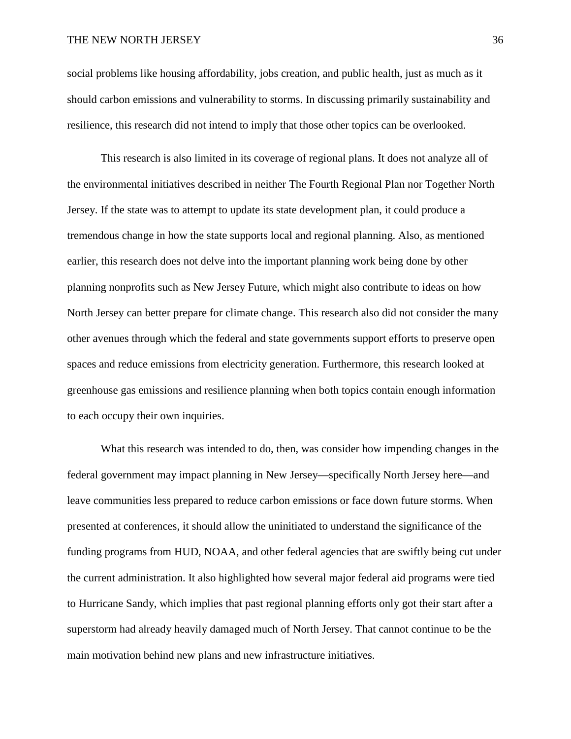social problems like housing affordability, jobs creation, and public health, just as much as it should carbon emissions and vulnerability to storms. In discussing primarily sustainability and resilience, this research did not intend to imply that those other topics can be overlooked.

This research is also limited in its coverage of regional plans. It does not analyze all of the environmental initiatives described in neither The Fourth Regional Plan nor Together North Jersey. If the state was to attempt to update its state development plan, it could produce a tremendous change in how the state supports local and regional planning. Also, as mentioned earlier, this research does not delve into the important planning work being done by other planning nonprofits such as New Jersey Future, which might also contribute to ideas on how North Jersey can better prepare for climate change. This research also did not consider the many other avenues through which the federal and state governments support efforts to preserve open spaces and reduce emissions from electricity generation. Furthermore, this research looked at greenhouse gas emissions and resilience planning when both topics contain enough information to each occupy their own inquiries.

What this research was intended to do, then, was consider how impending changes in the federal government may impact planning in New Jersey—specifically North Jersey here—and leave communities less prepared to reduce carbon emissions or face down future storms. When presented at conferences, it should allow the uninitiated to understand the significance of the funding programs from HUD, NOAA, and other federal agencies that are swiftly being cut under the current administration. It also highlighted how several major federal aid programs were tied to Hurricane Sandy, which implies that past regional planning efforts only got their start after a superstorm had already heavily damaged much of North Jersey. That cannot continue to be the main motivation behind new plans and new infrastructure initiatives.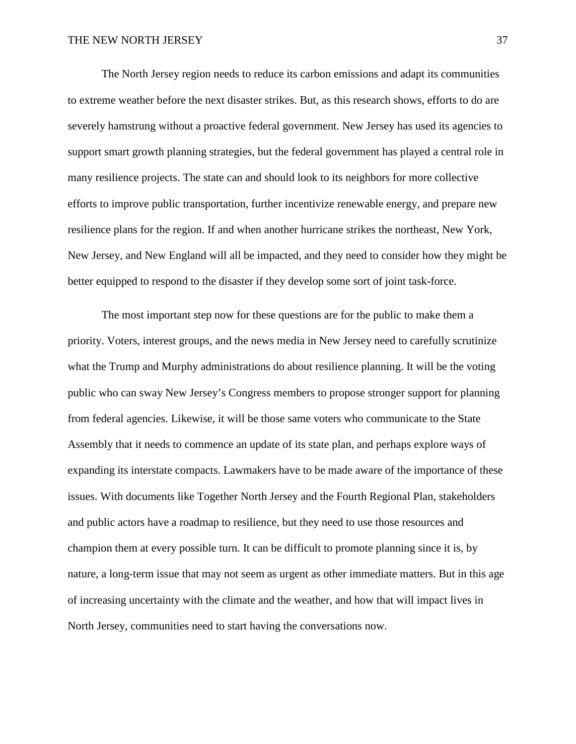The North Jersey region needs to reduce its carbon emissions and adapt its communities to extreme weather before the next disaster strikes. But, as this research shows, efforts to do are severely hamstrung without a proactive federal government. New Jersey has used its agencies to support smart growth planning strategies, but the federal government has played a central role in many resilience projects. The state can and should look to its neighbors for more collective efforts to improve public transportation, further incentivize renewable energy, and prepare new resilience plans for the region. If and when another hurricane strikes the northeast, New York, New Jersey, and New England will all be impacted, and they need to consider how they might be better equipped to respond to the disaster if they develop some sort of joint task-force.

The most important step now for these questions are for the public to make them a priority. Voters, interest groups, and the news media in New Jersey need to carefully scrutinize what the Trump and Murphy administrations do about resilience planning. It will be the voting public who can sway New Jersey's Congress members to propose stronger support for planning from federal agencies. Likewise, it will be those same voters who communicate to the State Assembly that it needs to commence an update of its state plan, and perhaps explore ways of expanding its interstate compacts. Lawmakers have to be made aware of the importance of these issues. With documents like Together North Jersey and the Fourth Regional Plan, stakeholders and public actors have a roadmap to resilience, but they need to use those resources and champion them at every possible turn. It can be difficult to promote planning since it is, by nature, a long-term issue that may not seem as urgent as other immediate matters. But in this age of increasing uncertainty with the climate and the weather, and how that will impact lives in North Jersey, communities need to start having the conversations now.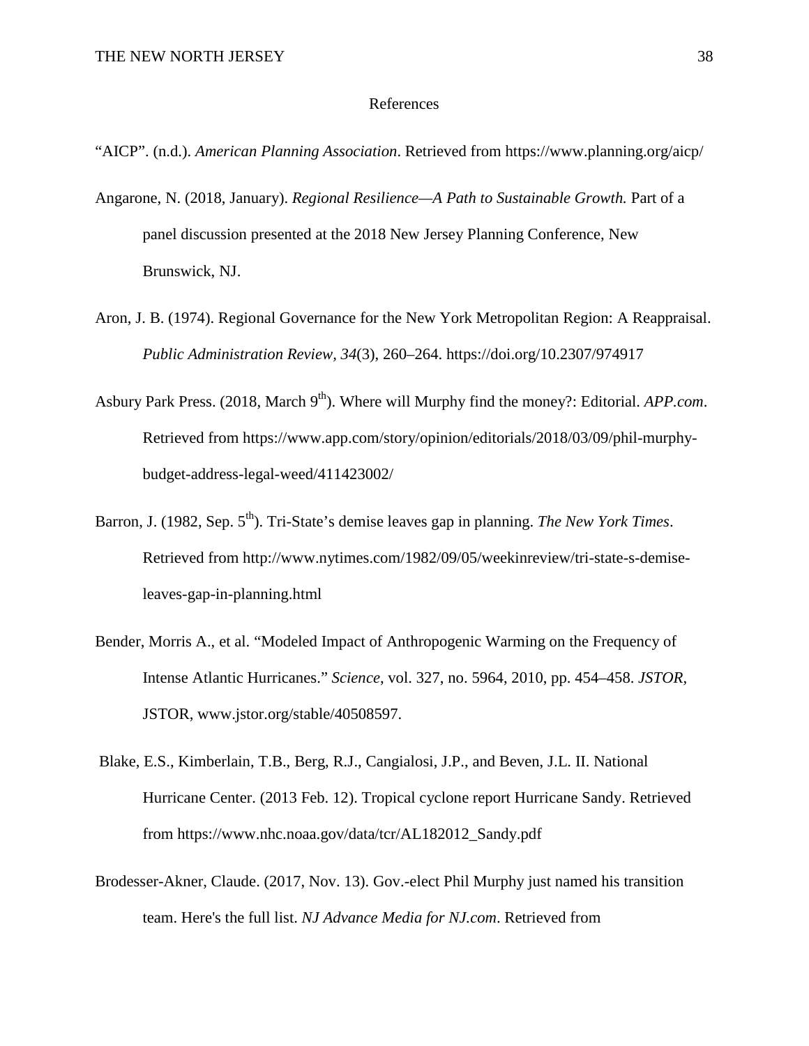# References

"AICP". (n.d.). *American Planning Association*. Retrieved from https://www.planning.org/aicp/

Angarone, N. (2018, January). *Regional Resilience—A Path to Sustainable Growth.* Part of a panel discussion presented at the 2018 New Jersey Planning Conference, New Brunswick, NJ.

Aron, J. B. (1974). Regional Governance for the New York Metropolitan Region: A Reappraisal. *Public Administration Review*, *34*(3), 260–264. https://doi.org/10.2307/974917

Asbury Park Press. (2018, March 9th). Where will Murphy find the money?: Editorial. *APP.com*. Retrieved from https://www.app.com/story/opinion/editorials/2018/03/09/phil-murphy-budget-address-legal-weed/411423002/

Barron, J. (1982, Sep. 5th). Tri-State's demise leaves gap in planning. *The New York Times*. Retrieved from http://www.nytimes.com/1982/09/05/weekinreview/tri-state-s-demise-leaves-gap-in-planning.html

Bender, Morris A., et al. "Modeled Impact of Anthropogenic Warming on the Frequency of Intense Atlantic Hurricanes." *Science*, vol. 327, no. 5964, 2010, pp. 454–458. *JSTOR*, JSTOR, www.jstor.org/stable/40508597.

Blake, E.S., Kimberlain, T.B., Berg, R.J., Cangialosi, J.P., and Beven, J.L. II. National Hurricane Center. (2013 Feb. 12). Tropical cyclone report Hurricane Sandy. Retrieved from https://www.nhc.noaa.gov/data/tcr/AL182012_Sandy.pdf

Brodesser-Akner, Claude. (2017, Nov. 13). Gov.-elect Phil Murphy just named his transition team. Here's the full list. *NJ Advance Media for NJ.com*. Retrieved from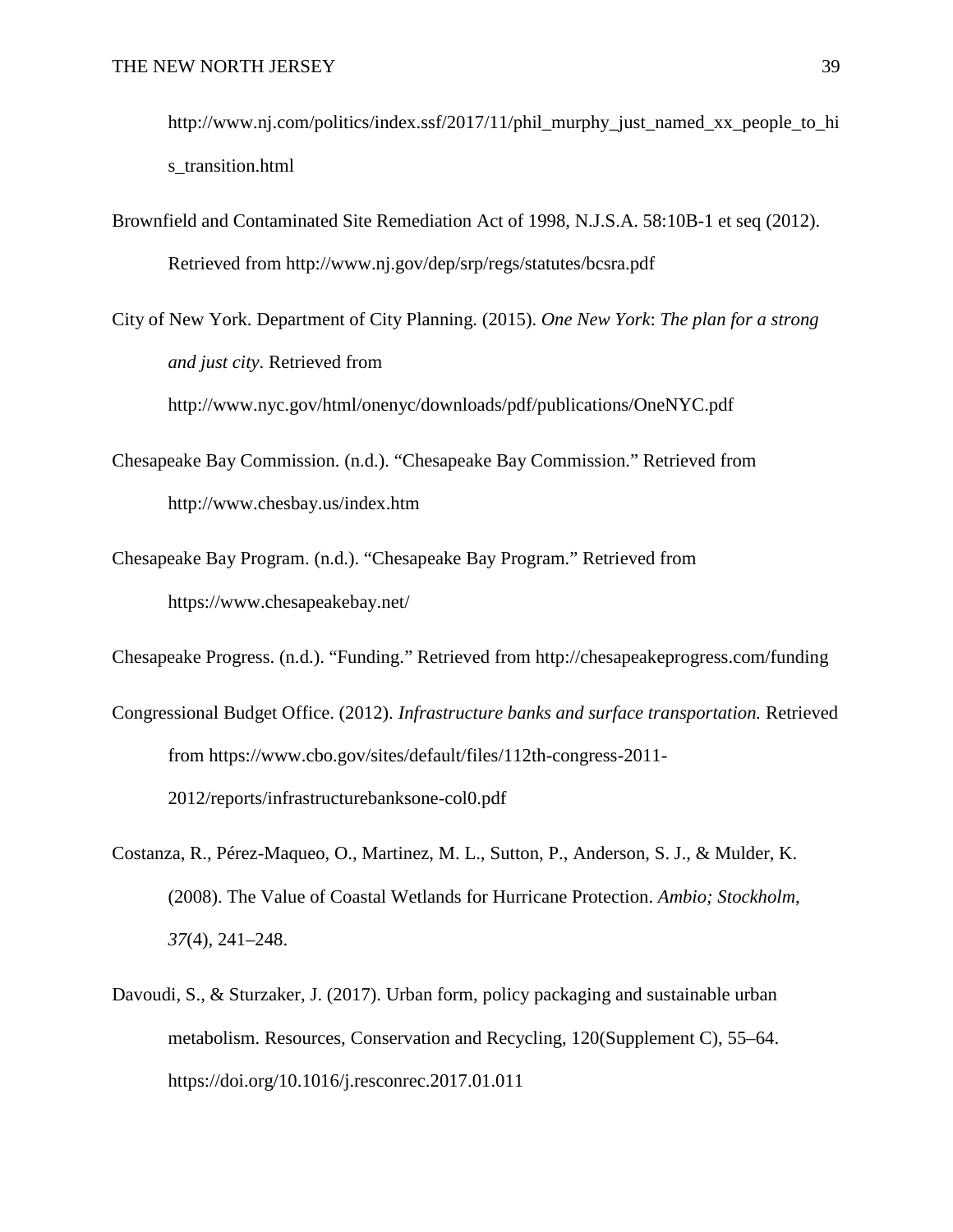http://www.nj.com/politics/index.ssf/2017/11/phil_murphy_just_named_xx_people_to_his_transition.html

Brownfield and Contaminated Site Remediation Act of 1998, N.J.S.A. 58:10B-1 et seq (2012). Retrieved from http://www.nj.gov/dep/srp/regs/statutes/bcsra.pdf

City of New York. Department of City Planning. (2015). *One New York*: *The plan for a strong and just city*. Retrieved from http://www.nyc.gov/html/onenyc/downloads/pdf/publications/OneNYC.pdf

Chesapeake Bay Commission. (n.d.). "Chesapeake Bay Commission." Retrieved from http://www.chesbay.us/index.htm

Chesapeake Bay Program. (n.d.). "Chesapeake Bay Program." Retrieved from https://www.chesapeakebay.net/

Chesapeake Progress. (n.d.). "Funding." Retrieved from http://chesapeakeprogress.com/funding

Congressional Budget Office. (2012). *Infrastructure banks and surface transportation.* Retrieved from https://www.cbo.gov/sites/default/files/112th-congress-2011-2012/reports/infrastructurebanksone-col0.pdf

Costanza, R., Pérez-Maqueo, O., Martinez, M. L., Sutton, P., Anderson, S. J., & Mulder, K. (2008). The Value of Coastal Wetlands for Hurricane Protection. *Ambio; Stockholm*, *37*(4), 241–248.

Davoudi, S., & Sturzaker, J. (2017). Urban form, policy packaging and sustainable urban metabolism. Resources, Conservation and Recycling, 120(Supplement C), 55–64. https://doi.org/10.1016/j.resconrec.2017.01.011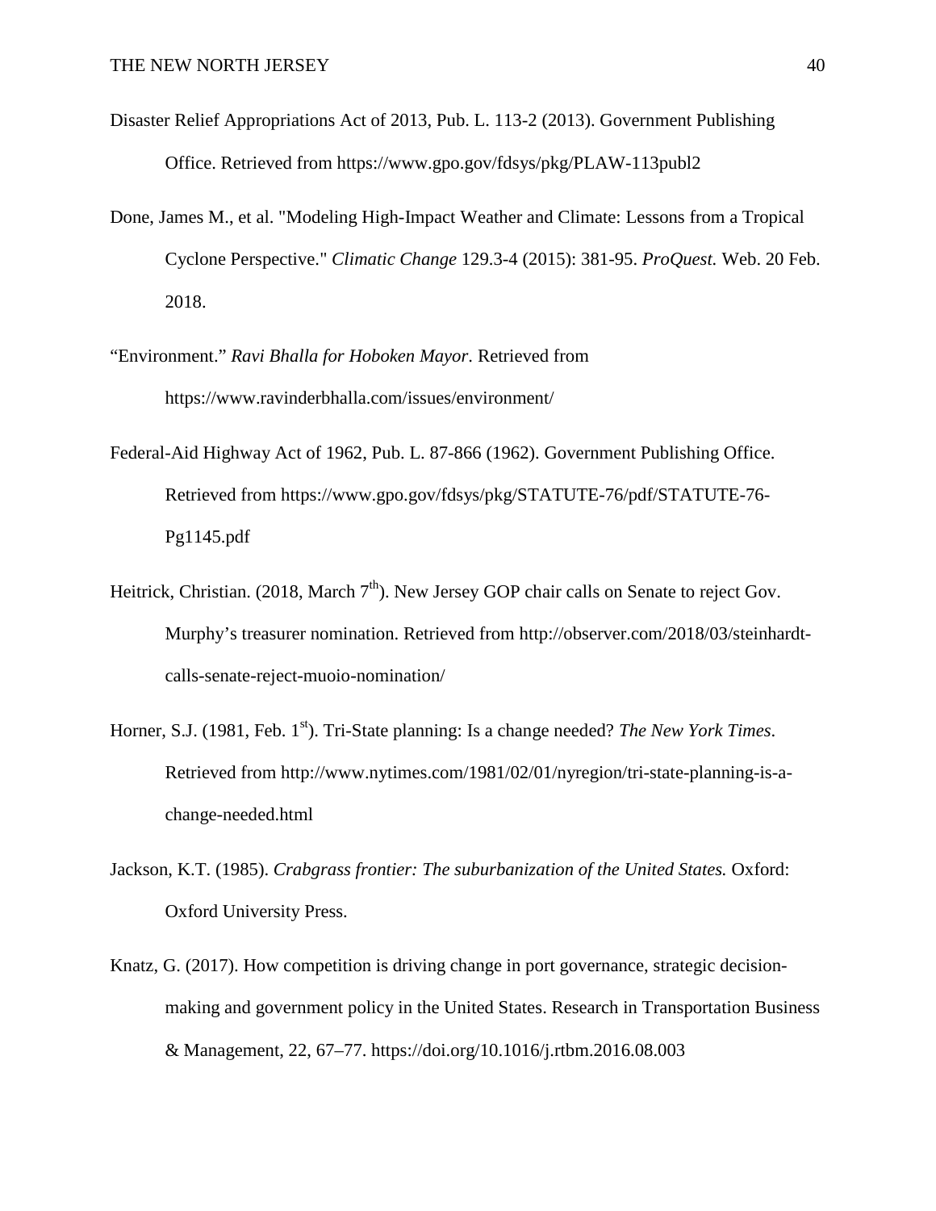Disaster Relief Appropriations Act of 2013, Pub. L. 113-2 (2013). Government Publishing Office. Retrieved from https://www.gpo.gov/fdsys/pkg/PLAW-113publ2

Done, James M., et al. "Modeling High-Impact Weather and Climate: Lessons from a Tropical Cyclone Perspective." *Climatic Change* 129.3-4 (2015): 381-95. *ProQuest.* Web. 20 Feb. 2018.

"Environment." *Ravi Bhalla for Hoboken Mayor*. Retrieved from https://www.ravinderbhalla.com/issues/environment/

Federal-Aid Highway Act of 1962, Pub. L. 87-866 (1962). Government Publishing Office. Retrieved from https://www.gpo.gov/fdsys/pkg/STATUTE-76/pdf/STATUTE-76-Pg1145.pdf

Heitrick, Christian. (2018, March 7th). New Jersey GOP chair calls on Senate to reject Gov. Murphy's treasurer nomination. Retrieved from http://observer.com/2018/03/steinhardt-calls-senate-reject-muoio-nomination/

Horner, S.J. (1981, Feb. 1st). Tri-State planning: Is a change needed? *The New York Times*. Retrieved from http://www.nytimes.com/1981/02/01/nyregion/tri-state-planning-is-a-change-needed.html

Jackson, K.T. (1985). *Crabgrass frontier: The suburbanization of the United States.* Oxford: Oxford University Press.

Knatz, G. (2017). How competition is driving change in port governance, strategic decision-making and government policy in the United States. Research in Transportation Business & Management, 22, 67–77. https://doi.org/10.1016/j.rtbm.2016.08.003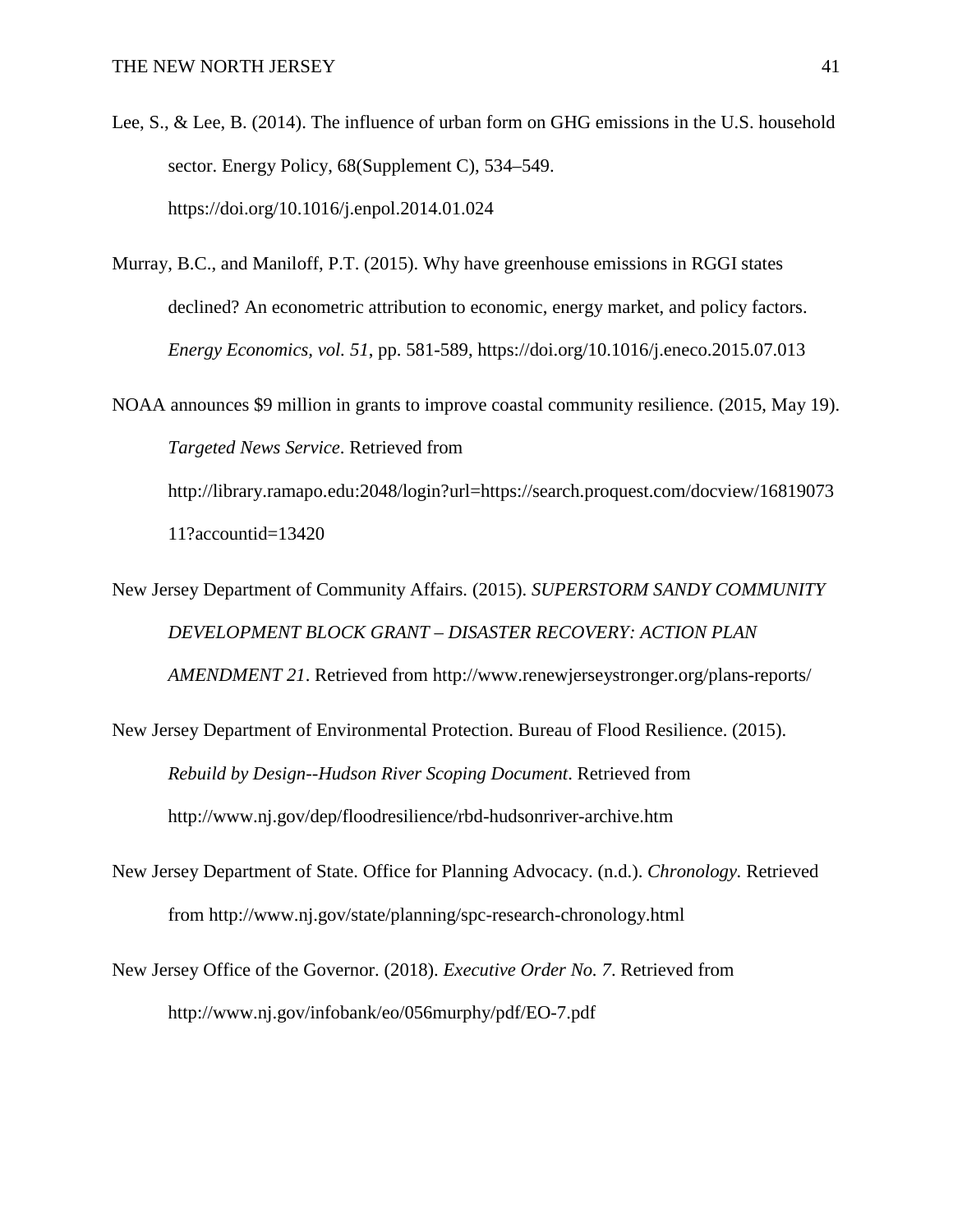Lee, S., & Lee, B. (2014). The influence of urban form on GHG emissions in the U.S. household sector. Energy Policy, 68(Supplement C), 534–549. https://doi.org/10.1016/j.enpol.2014.01.024

Murray, B.C., and Maniloff, P.T. (2015). Why have greenhouse emissions in RGGI states declined? An econometric attribution to economic, energy market, and policy factors. *Energy Economics, vol. 51*, pp. 581-589, https://doi.org/10.1016/j.eneco.2015.07.013

NOAA announces $9 million in grants to improve coastal community resilience. (2015, May 19). *Targeted News Service*. Retrieved from http://library.ramapo.edu:2048/login?url=https://search.proquest.com/docview/1681907311?accountid=13420

New Jersey Department of Community Affairs. (2015). *SUPERSTORM SANDY COMMUNITY DEVELOPMENT BLOCK GRANT – DISASTER RECOVERY: ACTION PLAN AMENDMENT 21*. Retrieved from http://www.renewjerseystronger.org/plans-reports/

New Jersey Department of Environmental Protection. Bureau of Flood Resilience. (2015). *Rebuild by Design--Hudson River Scoping Document*. Retrieved from http://www.nj.gov/dep/floodresilience/rbd-hudsonriver-archive.htm

New Jersey Department of State. Office for Planning Advocacy. (n.d.). *Chronology.* Retrieved from http://www.nj.gov/state/planning/spc-research-chronology.html

New Jersey Office of the Governor. (2018). *Executive Order No. 7*. Retrieved from http://www.nj.gov/infobank/eo/056murphy/pdf/EO-7.pdf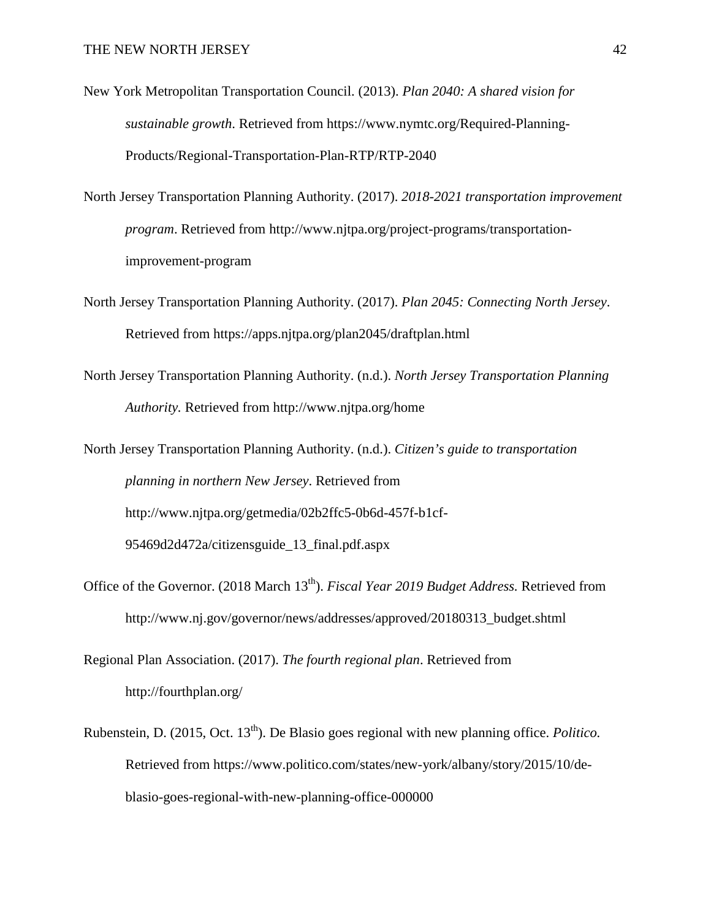New York Metropolitan Transportation Council. (2013). *Plan 2040: A shared vision for sustainable growth*. Retrieved from https://www.nymtc.org/Required-Planning-Products/Regional-Transportation-Plan-RTP/RTP-2040

North Jersey Transportation Planning Authority. (2017). *2018-2021 transportation improvement program*. Retrieved from http://www.njtpa.org/project-programs/transportation-improvement-program

North Jersey Transportation Planning Authority. (2017). *Plan 2045: Connecting North Jersey*. Retrieved from https://apps.njtpa.org/plan2045/draftplan.html

North Jersey Transportation Planning Authority. (n.d.). *North Jersey Transportation Planning Authority.* Retrieved from http://www.njtpa.org/home

North Jersey Transportation Planning Authority. (n.d.). *Citizen's guide to transportation planning in northern New Jersey*. Retrieved from http://www.njtpa.org/getmedia/02b2ffc5-0b6d-457f-b1cf-95469d2d472a/citizensguide_13_final.pdf.aspx

Office of the Governor. (2018 March 13th). *Fiscal Year 2019 Budget Address.* Retrieved from http://www.nj.gov/governor/news/addresses/approved/20180313_budget.shtml

Regional Plan Association. (2017). *The fourth regional plan*. Retrieved from http://fourthplan.org/

Rubenstein, D. (2015, Oct. 13th). De Blasio goes regional with new planning office. *Politico.* Retrieved from https://www.politico.com/states/new-york/albany/story/2015/10/de-blasio-goes-regional-with-new-planning-office-000000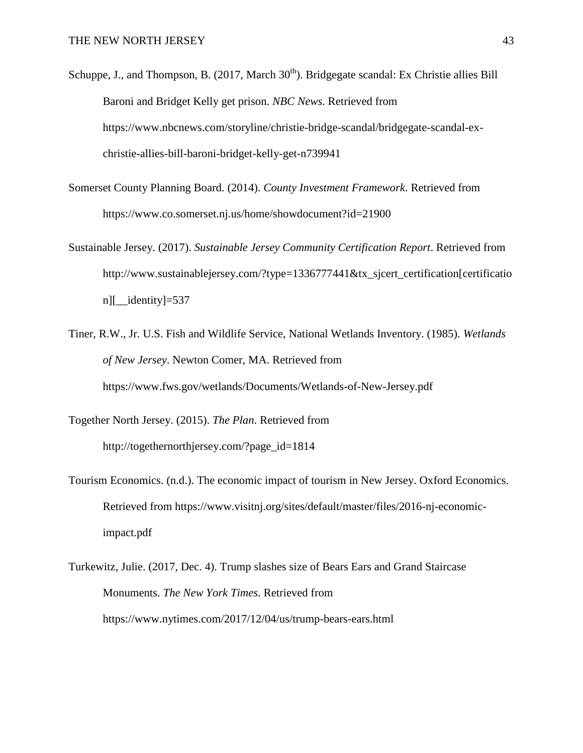Schuppe, J., and Thompson, B. (2017, March 30th). Bridgegate scandal: Ex Christie allies Bill Baroni and Bridget Kelly get prison. *NBC News*. Retrieved from https://www.nbcnews.com/storyline/christie-bridge-scandal/bridgegate-scandal-ex-christie-allies-bill-baroni-bridget-kelly-get-n739941

Somerset County Planning Board. (2014). *County Investment Framework*. Retrieved from https://www.co.somerset.nj.us/home/showdocument?id=21900

Sustainable Jersey. (2017). *Sustainable Jersey Community Certification Report*. Retrieved from http://www.sustainablejersey.com/?type=1336777441&tx_sjcert_certification[certification][__identity]=537

Tiner, R.W., Jr. U.S. Fish and Wildlife Service, National Wetlands Inventory. (1985). *Wetlands of New Jersey*. Newton Comer, MA. Retrieved from https://www.fws.gov/wetlands/Documents/Wetlands-of-New-Jersey.pdf

Together North Jersey. (2015). *The Plan*. Retrieved from http://togethernorthjersey.com/?page_id=1814

Tourism Economics. (n.d.). The economic impact of tourism in New Jersey. Oxford Economics. Retrieved from https://www.visitnj.org/sites/default/master/files/2016-nj-economic-impact.pdf

Turkewitz, Julie. (2017, Dec. 4). Trump slashes size of Bears Ears and Grand Staircase Monuments. *The New York Times*. Retrieved from https://www.nytimes.com/2017/12/04/us/trump-bears-ears.html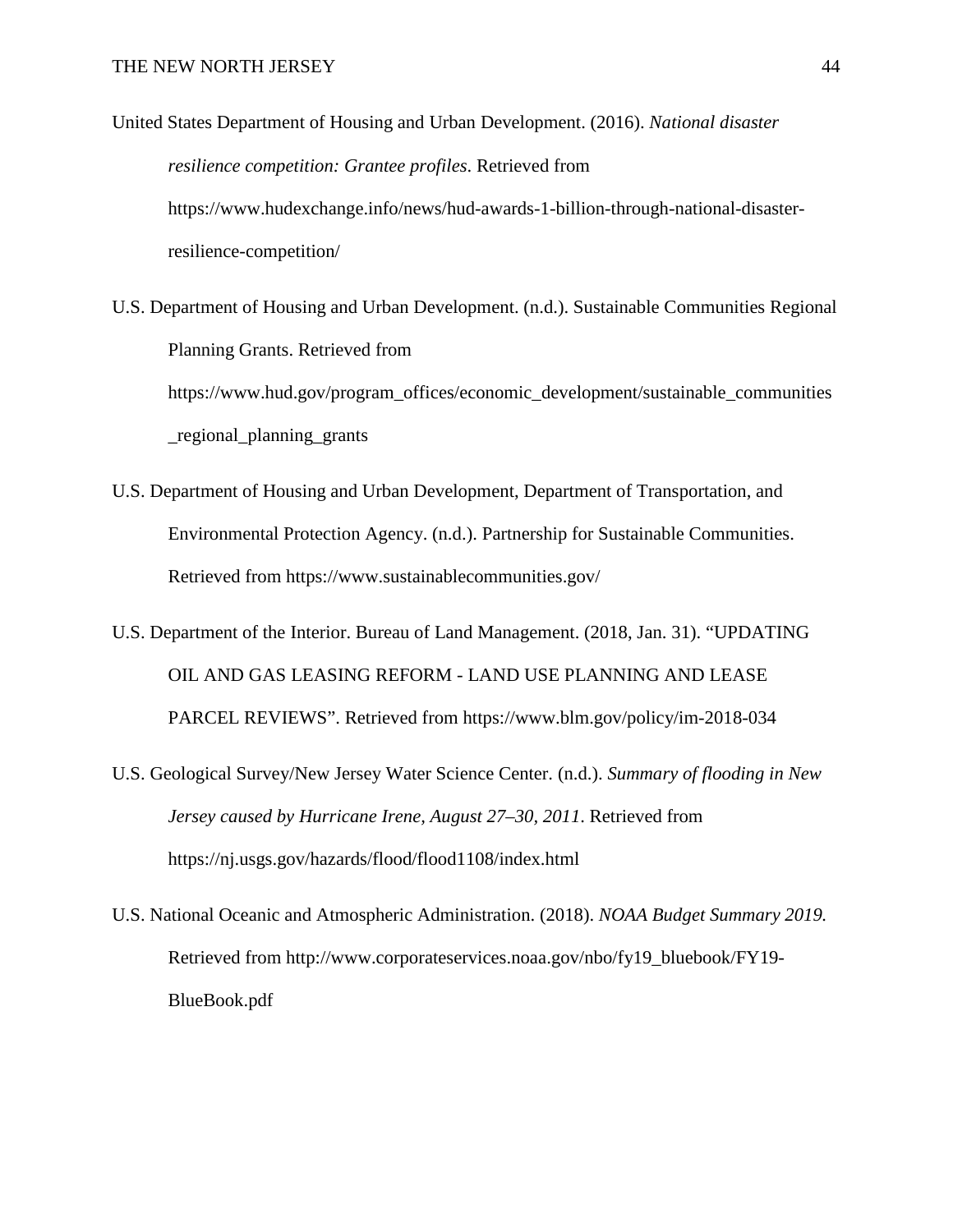United States Department of Housing and Urban Development. (2016). *National disaster resilience competition: Grantee profiles*. Retrieved from https://www.hudexchange.info/news/hud-awards-1-billion-through-national-disaster-resilience-competition/

U.S. Department of Housing and Urban Development. (n.d.). Sustainable Communities Regional Planning Grants. Retrieved from https://www.hud.gov/program_offices/economic_development/sustainable_communities_regional_planning_grants

U.S. Department of Housing and Urban Development, Department of Transportation, and Environmental Protection Agency. (n.d.). Partnership for Sustainable Communities. Retrieved from https://www.sustainablecommunities.gov/

U.S. Department of the Interior. Bureau of Land Management. (2018, Jan. 31). “UPDATING OIL AND GAS LEASING REFORM - LAND USE PLANNING AND LEASE PARCEL REVIEWS”. Retrieved from https://www.blm.gov/policy/im-2018-034

U.S. Geological Survey/New Jersey Water Science Center. (n.d.). *Summary of flooding in New Jersey caused by Hurricane Irene, August 27–30, 2011*. Retrieved from https://nj.usgs.gov/hazards/flood/flood1108/index.html

U.S. National Oceanic and Atmospheric Administration. (2018). *NOAA Budget Summary 2019.* Retrieved from http://www.corporateservices.noaa.gov/nbo/fy19_bluebook/FY19-BlueBook.pdf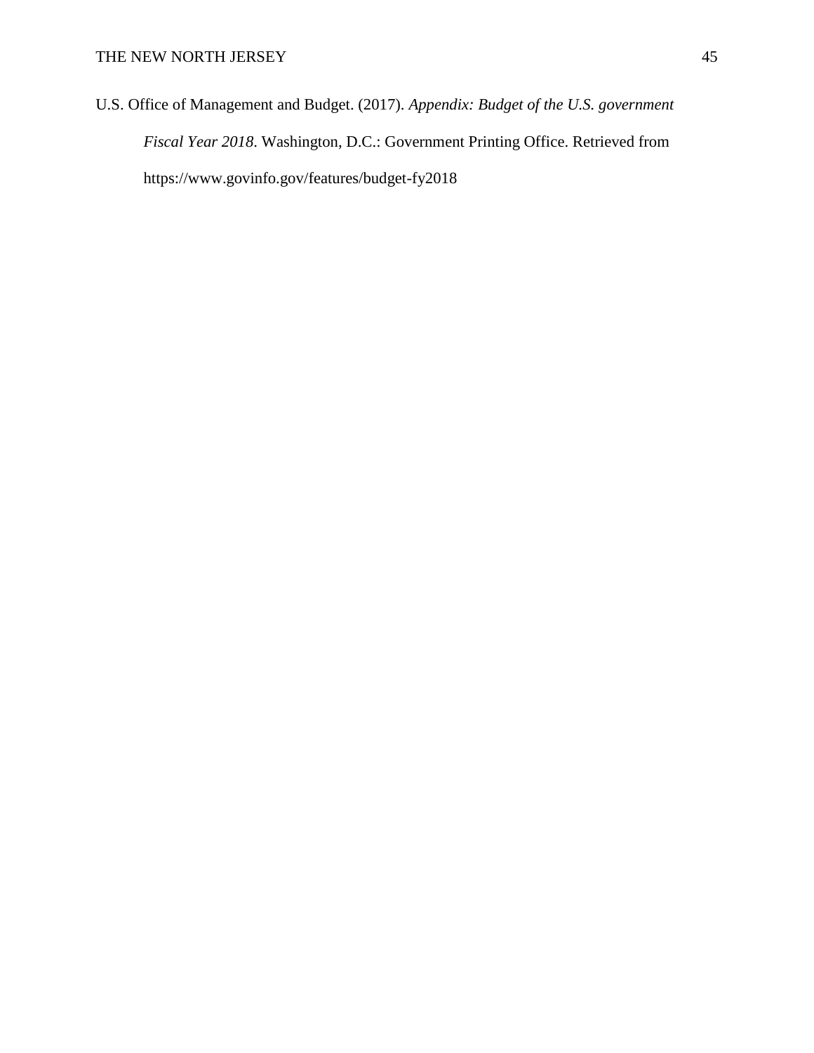U.S. Office of Management and Budget. (2017). *Appendix: Budget of the U.S. government Fiscal Year 2018*. Washington, D.C.: Government Printing Office. Retrieved from https://www.govinfo.gov/features/budget-fy2018